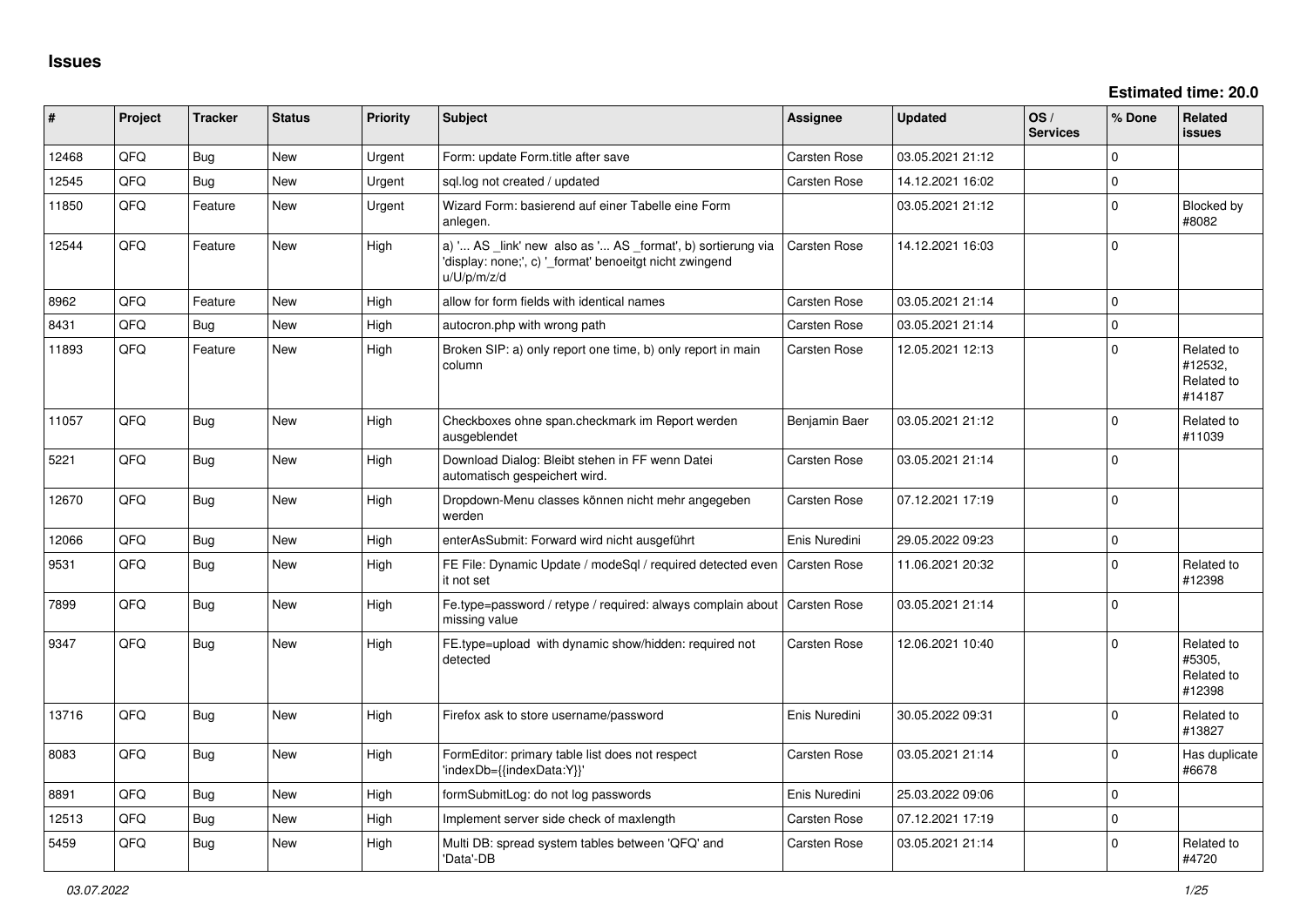# Issues

**Estimated time: 20.0**

| # | Project | Tracker | Status | Priority | Subject | Assignee | Updated | OS / Services | % Done | Related issues |
|---|---|---|---|---|---|---|---|---|---|---|
| 12468 | QFQ | Bug | New | Urgent | Form: update Form.title after save | Carsten Rose | 03.05.2021 21:12 | | 0 | |
| 12545 | QFQ | Bug | New | Urgent | sql.log not created / updated | Carsten Rose | 14.12.2021 16:02 | | 0 | |
| 11850 | QFQ | Feature | New | Urgent | Wizard Form: basierend auf einer Tabelle eine Form anlegen. | | 03.05.2021 21:12 | | 0 | Blocked by #8082 |
| 12544 | QFQ | Feature | New | High | a) '... AS _link' new also as '... AS _format', b) sortierung via 'display: none;', c) '_format' benoeitgt nicht zwingend u/U/p/m/z/d | Carsten Rose | 14.12.2021 16:03 | | 0 | |
| 8962 | QFQ | Feature | New | High | allow for form fields with identical names | Carsten Rose | 03.05.2021 21:14 | | 0 | |
| 8431 | QFQ | Bug | New | High | autocron.php with wrong path | Carsten Rose | 03.05.2021 21:14 | | 0 | |
| 11893 | QFQ | Feature | New | High | Broken SIP: a) only report one time, b) only report in main column | Carsten Rose | 12.05.2021 12:13 | | 0 | Related to #12532, Related to #14187 |
| 11057 | QFQ | Bug | New | High | Checkboxes ohne span.checkmark im Report werden ausgeblendet | Benjamin Baer | 03.05.2021 21:12 | | 0 | Related to #11039 |
| 5221 | QFQ | Bug | New | High | Download Dialog: Bleibt stehen in FF wenn Datei automatisch gespeichert wird. | Carsten Rose | 03.05.2021 21:14 | | 0 | |
| 12670 | QFQ | Bug | New | High | Dropdown-Menu classes können nicht mehr angegeben werden | Carsten Rose | 07.12.2021 17:19 | | 0 | |
| 12066 | QFQ | Bug | New | High | enterAsSubmit: Forward wird nicht ausgeführt | Enis Nuredini | 29.05.2022 09:23 | | 0 | |
| 9531 | QFQ | Bug | New | High | FE File: Dynamic Update / modeSql / required detected even it not set | Carsten Rose | 11.06.2021 20:32 | | 0 | Related to #12398 |
| 7899 | QFQ | Bug | New | High | Fe.type=password / retype / required: always complain about missing value | Carsten Rose | 03.05.2021 21:14 | | 0 | |
| 9347 | QFQ | Bug | New | High | FE.type=upload with dynamic show/hidden: required not detected | Carsten Rose | 12.06.2021 10:40 | | 0 | Related to #5305, Related to #12398 |
| 13716 | QFQ | Bug | New | High | Firefox ask to store username/password | Enis Nuredini | 30.05.2022 09:31 | | 0 | Related to #13827 |
| 8083 | QFQ | Bug | New | High | FormEditor: primary table list does not respect 'indexDb={{indexData:Y}}' | Carsten Rose | 03.05.2021 21:14 | | 0 | Has duplicate #6678 |
| 8891 | QFQ | Bug | New | High | formSubmitLog: do not log passwords | Enis Nuredini | 25.03.2022 09:06 | | 0 | |
| 12513 | QFQ | Bug | New | High | Implement server side check of maxlength | Carsten Rose | 07.12.2021 17:19 | | 0 | |
| 5459 | QFQ | Bug | New | High | Multi DB: spread system tables between 'QFQ' and 'Data'-DB | Carsten Rose | 03.05.2021 21:14 | | 0 | Related to #4720 |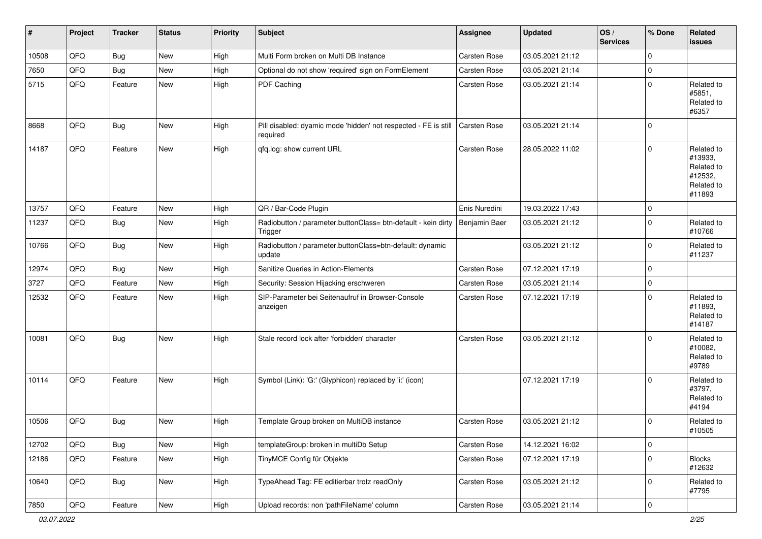| # | Project | Tracker | Status | Priority | Subject | Assignee | Updated | OS / Services | % Done | Related issues |
|---|---|---|---|---|---|---|---|---|---|---|
| 10508 | QFQ | Bug | New | High | Multi Form broken on Multi DB Instance | Carsten Rose | 03.05.2021 21:12 | | 0 | |
| 7650 | QFQ | Bug | New | High | Optional do not show 'required' sign on FormElement | Carsten Rose | 03.05.2021 21:14 | | 0 | |
| 5715 | QFQ | Feature | New | High | PDF Caching | Carsten Rose | 03.05.2021 21:14 | | 0 | Related to #5851, Related to #6357 |
| 8668 | QFQ | Bug | New | High | Pill disabled: dyamic mode 'hidden' not respected - FE is still required | Carsten Rose | 03.05.2021 21:14 | | 0 | |
| 14187 | QFQ | Feature | New | High | qfq.log: show current URL | Carsten Rose | 28.05.2022 11:02 | | 0 | Related to #13933, Related to #12532, Related to #11893 |
| 13757 | QFQ | Feature | New | High | QR / Bar-Code Plugin | Enis Nuredini | 19.03.2022 17:43 | | 0 | |
| 11237 | QFQ | Bug | New | High | Radiobutton / parameter.buttonClass= btn-default - kein dirty Trigger | Benjamin Baer | 03.05.2021 21:12 | | 0 | Related to #10766 |
| 10766 | QFQ | Bug | New | High | Radiobutton / parameter.buttonClass=btn-default: dynamic update | | 03.05.2021 21:12 | | 0 | Related to #11237 |
| 12974 | QFQ | Bug | New | High | Sanitize Queries in Action-Elements | Carsten Rose | 07.12.2021 17:19 | | 0 | |
| 3727 | QFQ | Feature | New | High | Security: Session Hijacking erschweren | Carsten Rose | 03.05.2021 21:14 | | 0 | |
| 12532 | QFQ | Feature | New | High | SIP-Parameter bei Seitenaufruf in Browser-Console anzeigen | Carsten Rose | 07.12.2021 17:19 | | 0 | Related to #11893, Related to #14187 |
| 10081 | QFQ | Bug | New | High | Stale record lock after 'forbidden' character | Carsten Rose | 03.05.2021 21:12 | | 0 | Related to #10082, Related to #9789 |
| 10114 | QFQ | Feature | New | High | Symbol (Link): 'G:' (Glyphicon) replaced by 'i:' (icon) | | 07.12.2021 17:19 | | 0 | Related to #3797, Related to #4194 |
| 10506 | QFQ | Bug | New | High | Template Group broken on MultiDB instance | Carsten Rose | 03.05.2021 21:12 | | 0 | Related to #10505 |
| 12702 | QFQ | Bug | New | High | templateGroup: broken in multiDb Setup | Carsten Rose | 14.12.2021 16:02 | | 0 | |
| 12186 | QFQ | Feature | New | High | TinyMCE Config für Objekte | Carsten Rose | 07.12.2021 17:19 | | 0 | Blocks #12632 |
| 10640 | QFQ | Bug | New | High | TypeAhead Tag: FE editierbar trotz readOnly | Carsten Rose | 03.05.2021 21:12 | | 0 | Related to #7795 |
| 7850 | QFQ | Feature | New | High | Upload records: non 'pathFileName' column | Carsten Rose | 03.05.2021 21:14 | | 0 | |

*03.07.2022*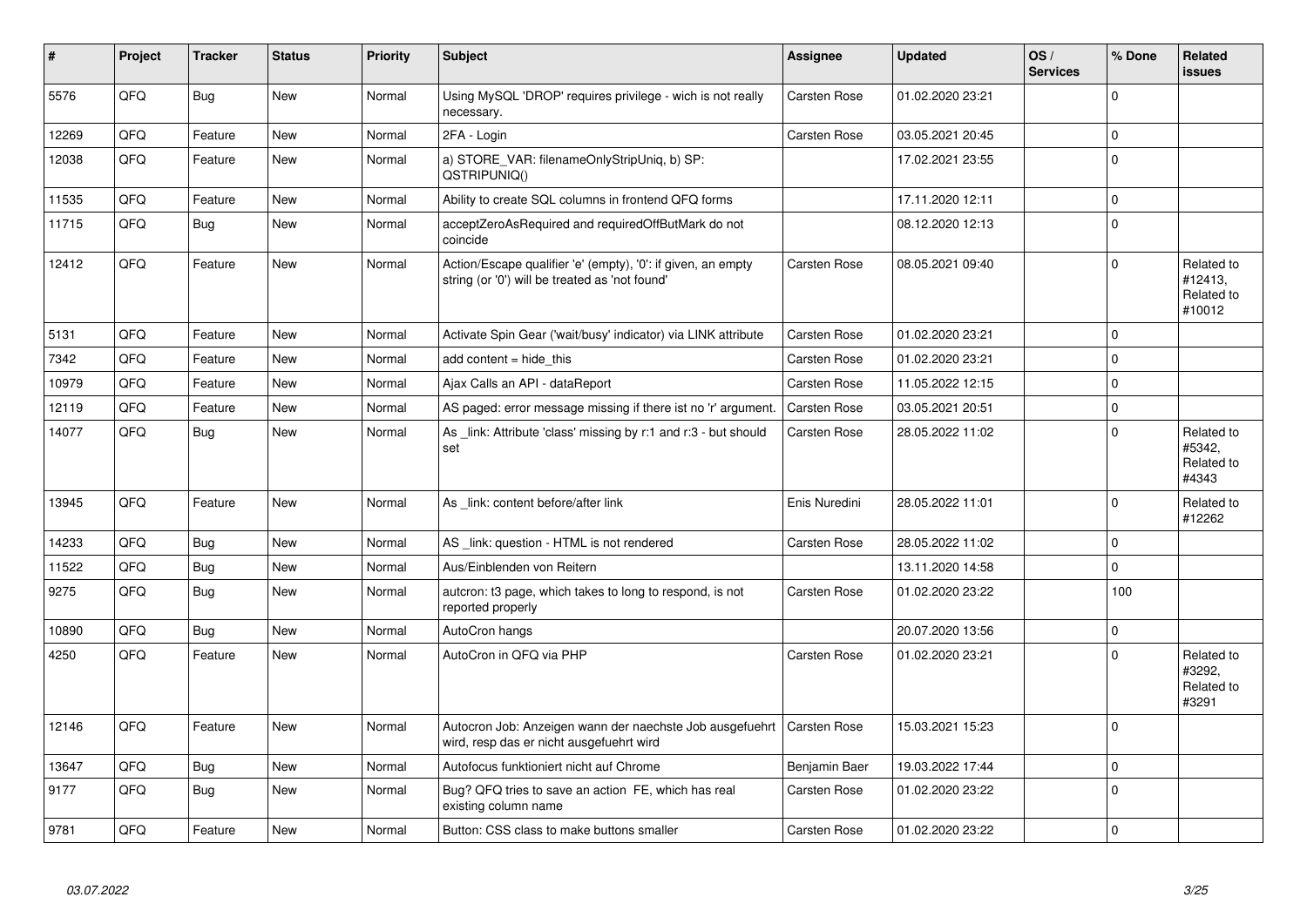| # | Project | Tracker | Status | Priority | Subject | Assignee | Updated | OS / Services | % Done | Related issues |
|---|---|---|---|---|---|---|---|---|---|---|
| 5576 | QFQ | Bug | New | Normal | Using MySQL 'DROP' requires privilege - wich is not really necessary. | Carsten Rose | 01.02.2020 23:21 | | 0 | |
| 12269 | QFQ | Feature | New | Normal | 2FA - Login | Carsten Rose | 03.05.2021 20:45 | | 0 | |
| 12038 | QFQ | Feature | New | Normal | a) STORE_VAR: filenameOnlyStripUniq, b) SP: QSTRIPUNIQ() | | 17.02.2021 23:55 | | 0 | |
| 11535 | QFQ | Feature | New | Normal | Ability to create SQL columns in frontend QFQ forms | | 17.11.2020 12:11 | | 0 | |
| 11715 | QFQ | Bug | New | Normal | acceptZeroAsRequired and requiredOffButMark do not coincide | | 08.12.2020 12:13 | | 0 | |
| 12412 | QFQ | Feature | New | Normal | Action/Escape qualifier 'e' (empty), '0': if given, an empty string (or '0') will be treated as 'not found' | Carsten Rose | 08.05.2021 09:40 | | 0 | Related to #12413, Related to #10012 |
| 5131 | QFQ | Feature | New | Normal | Activate Spin Gear ('wait/busy' indicator) via LINK attribute | Carsten Rose | 01.02.2020 23:21 | | 0 | |
| 7342 | QFQ | Feature | New | Normal | add content = hide_this | Carsten Rose | 01.02.2020 23:21 | | 0 | |
| 10979 | QFQ | Feature | New | Normal | Ajax Calls an API - dataReport | Carsten Rose | 11.05.2022 12:15 | | 0 | |
| 12119 | QFQ | Feature | New | Normal | AS paged: error message missing if there ist no 'r' argument. | Carsten Rose | 03.05.2021 20:51 | | 0 | |
| 14077 | QFQ | Bug | New | Normal | As _link: Attribute 'class' missing by r:1 and r:3 - but should set | Carsten Rose | 28.05.2022 11:02 | | 0 | Related to #5342, Related to #4343 |
| 13945 | QFQ | Feature | New | Normal | As _link: content before/after link | Enis Nuredini | 28.05.2022 11:01 | | 0 | Related to #12262 |
| 14233 | QFQ | Bug | New | Normal | AS _link: question - HTML is not rendered | Carsten Rose | 28.05.2022 11:02 | | 0 | |
| 11522 | QFQ | Bug | New | Normal | Aus/Einblenden von Reitern | | 13.11.2020 14:58 | | 0 | |
| 9275 | QFQ | Bug | New | Normal | autcron: t3 page, which takes to long to respond, is not reported properly | Carsten Rose | 01.02.2020 23:22 | | 100 | |
| 10890 | QFQ | Bug | New | Normal | AutoCron hangs | | 20.07.2020 13:56 | | 0 | |
| 4250 | QFQ | Feature | New | Normal | AutoCron in QFQ via PHP | Carsten Rose | 01.02.2020 23:21 | | 0 | Related to #3292, Related to #3291 |
| 12146 | QFQ | Feature | New | Normal | Autocron Job: Anzeigen wann der naechste Job ausgefuehrt wird, resp das er nicht ausgefuehrt wird | Carsten Rose | 15.03.2021 15:23 | | 0 | |
| 13647 | QFQ | Bug | New | Normal | Autofocus funktioniert nicht auf Chrome | Benjamin Baer | 19.03.2022 17:44 | | 0 | |
| 9177 | QFQ | Bug | New | Normal | Bug? QFQ tries to save an action FE, which has real existing column name | Carsten Rose | 01.02.2020 23:22 | | 0 | |
| 9781 | QFQ | Feature | New | Normal | Button: CSS class to make buttons smaller | Carsten Rose | 01.02.2020 23:22 | | 0 | |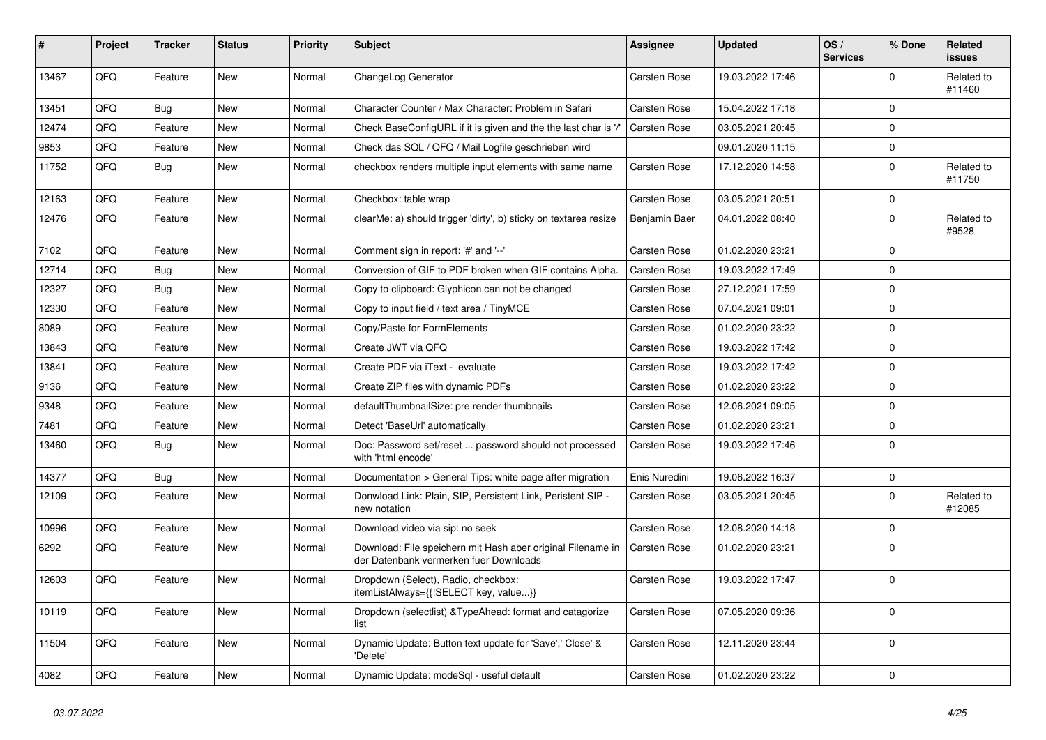| # | Project | Tracker | Status | Priority | Subject | Assignee | Updated | OS / Services | % Done | Related issues |
|---|---|---|---|---|---|---|---|---|---|---|
| 13467 | QFQ | Feature | New | Normal | ChangeLog Generator | Carsten Rose | 19.03.2022 17:46 | | 0 | Related to #11460 |
| 13451 | QFQ | Bug | New | Normal | Character Counter / Max Character: Problem in Safari | Carsten Rose | 15.04.2022 17:18 | | 0 | |
| 12474 | QFQ | Feature | New | Normal | Check BaseConfigURL if it is given and the the last char is '/' | Carsten Rose | 03.05.2021 20:45 | | 0 | |
| 9853 | QFQ | Feature | New | Normal | Check das SQL / QFQ / Mail Logfile geschrieben wird | | 09.01.2020 11:15 | | 0 | |
| 11752 | QFQ | Bug | New | Normal | checkbox renders multiple input elements with same name | Carsten Rose | 17.12.2020 14:58 | | 0 | Related to #11750 |
| 12163 | QFQ | Feature | New | Normal | Checkbox: table wrap | Carsten Rose | 03.05.2021 20:51 | | 0 | |
| 12476 | QFQ | Feature | New | Normal | clearMe: a) should trigger 'dirty', b) sticky on textarea resize | Benjamin Baer | 04.01.2022 08:40 | | 0 | Related to #9528 |
| 7102 | QFQ | Feature | New | Normal | Comment sign in report: '#' and '--' | Carsten Rose | 01.02.2020 23:21 | | 0 | |
| 12714 | QFQ | Bug | New | Normal | Conversion of GIF to PDF broken when GIF contains Alpha. | Carsten Rose | 19.03.2022 17:49 | | 0 | |
| 12327 | QFQ | Bug | New | Normal | Copy to clipboard: Glyphicon can not be changed | Carsten Rose | 27.12.2021 17:59 | | 0 | |
| 12330 | QFQ | Feature | New | Normal | Copy to input field / text area / TinyMCE | Carsten Rose | 07.04.2021 09:01 | | 0 | |
| 8089 | QFQ | Feature | New | Normal | Copy/Paste for FormElements | Carsten Rose | 01.02.2020 23:22 | | 0 | |
| 13843 | QFQ | Feature | New | Normal | Create JWT via QFQ | Carsten Rose | 19.03.2022 17:42 | | 0 | |
| 13841 | QFQ | Feature | New | Normal | Create PDF via iText - evaluate | Carsten Rose | 19.03.2022 17:42 | | 0 | |
| 9136 | QFQ | Feature | New | Normal | Create ZIP files with dynamic PDFs | Carsten Rose | 01.02.2020 23:22 | | 0 | |
| 9348 | QFQ | Feature | New | Normal | defaultThumbnailSize: pre render thumbnails | Carsten Rose | 12.06.2021 09:05 | | 0 | |
| 7481 | QFQ | Feature | New | Normal | Detect 'BaseUrl' automatically | Carsten Rose | 01.02.2020 23:21 | | 0 | |
| 13460 | QFQ | Bug | New | Normal | Doc: Password set/reset ... password should not processed with 'html encode' | Carsten Rose | 19.03.2022 17:46 | | 0 | |
| 14377 | QFQ | Bug | New | Normal | Documentation > General Tips: white page after migration | Enis Nuredini | 19.06.2022 16:37 | | 0 | |
| 12109 | QFQ | Feature | New | Normal | Donwload Link: Plain, SIP, Persistent Link, Peristent SIP - new notation | Carsten Rose | 03.05.2021 20:45 | | 0 | Related to #12085 |
| 10996 | QFQ | Feature | New | Normal | Download video via sip: no seek | Carsten Rose | 12.08.2020 14:18 | | 0 | |
| 6292 | QFQ | Feature | New | Normal | Download: File speichern mit Hash aber original Filename in der Datenbank vermerken fuer Downloads | Carsten Rose | 01.02.2020 23:21 | | 0 | |
| 12603 | QFQ | Feature | New | Normal | Dropdown (Select), Radio, checkbox: itemListAlways={{!SELECT key, value...}} | Carsten Rose | 19.03.2022 17:47 | | 0 | |
| 10119 | QFQ | Feature | New | Normal | Dropdown (selectlist) &TypeAhead: format and catagorize list | Carsten Rose | 07.05.2020 09:36 | | 0 | |
| 11504 | QFQ | Feature | New | Normal | Dynamic Update: Button text update for 'Save',' Close' & 'Delete' | Carsten Rose | 12.11.2020 23:44 | | 0 | |
| 4082 | QFQ | Feature | New | Normal | Dynamic Update: modeSql - useful default | Carsten Rose | 01.02.2020 23:22 | | 0 | |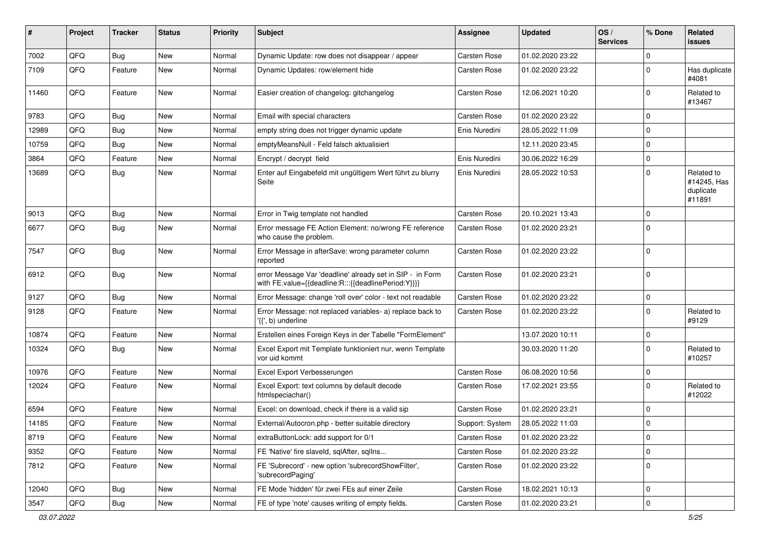| # | Project | Tracker | Status | Priority | Subject | Assignee | Updated | OS / Services | % Done | Related issues |
|---|---|---|---|---|---|---|---|---|---|---|
| 7002 | QFQ | Bug | New | Normal | Dynamic Update: row does not disappear / appear | Carsten Rose | 01.02.2020 23:22 | | 0 | |
| 7109 | QFQ | Feature | New | Normal | Dynamic Updates: row/element hide | Carsten Rose | 01.02.2020 23:22 | | 0 | Has duplicate #4081 |
| 11460 | QFQ | Feature | New | Normal | Easier creation of changelog: gitchangelog | Carsten Rose | 12.06.2021 10:20 | | 0 | Related to #13467 |
| 9783 | QFQ | Bug | New | Normal | Email with special characters | Carsten Rose | 01.02.2020 23:22 | | 0 | |
| 12989 | QFQ | Bug | New | Normal | empty string does not trigger dynamic update | Enis Nuredini | 28.05.2022 11:09 | | 0 | |
| 10759 | QFQ | Bug | New | Normal | emptyMeansNull - Feld falsch aktualisiert | | 12.11.2020 23:45 | | 0 | |
| 3864 | QFQ | Feature | New | Normal | Encrypt / decrypt field | Enis Nuredini | 30.06.2022 16:29 | | 0 | |
| 13689 | QFQ | Bug | New | Normal | Enter auf Eingabefeld mit ungültigem Wert führt zu blurry Seite | Enis Nuredini | 28.05.2022 10:53 | | 0 | Related to #14245, Has duplicate #11891 |
| 9013 | QFQ | Bug | New | Normal | Error in Twig template not handled | Carsten Rose | 20.10.2021 13:43 | | 0 | |
| 6677 | QFQ | Bug | New | Normal | Error message FE Action Element: no/wrong FE reference who cause the problem. | Carsten Rose | 01.02.2020 23:21 | | 0 | |
| 7547 | QFQ | Bug | New | Normal | Error Message in afterSave: wrong parameter column reported | Carsten Rose | 01.02.2020 23:22 | | 0 | |
| 6912 | QFQ | Bug | New | Normal | error Message Var 'deadline' already set in SIP - in Form with FE.value={{deadline:R:::{{deadlinePeriod:Y}}}} | Carsten Rose | 01.02.2020 23:21 | | 0 | |
| 9127 | QFQ | Bug | New | Normal | Error Message: change 'roll over' color - text not readable | Carsten Rose | 01.02.2020 23:22 | | 0 | |
| 9128 | QFQ | Feature | New | Normal | Error Message: not replaced variables- a) replace back to '{{', b) underline | Carsten Rose | 01.02.2020 23:22 | | 0 | Related to #9129 |
| 10874 | QFQ | Feature | New | Normal | Erstellen eines Foreign Keys in der Tabelle "FormElement" | | 13.07.2020 10:11 | | 0 | |
| 10324 | QFQ | Bug | New | Normal | Excel Export mit Template funktioniert nur, wenn Template vor uid kommt | | 30.03.2020 11:20 | | 0 | Related to #10257 |
| 10976 | QFQ | Feature | New | Normal | Excel Export Verbesserungen | Carsten Rose | 06.08.2020 10:56 | | 0 | |
| 12024 | QFQ | Feature | New | Normal | Excel Export: text columns by default decode htmlspeciachar() | Carsten Rose | 17.02.2021 23:55 | | 0 | Related to #12022 |
| 6594 | QFQ | Feature | New | Normal | Excel: on download, check if there is a valid sip | Carsten Rose | 01.02.2020 23:21 | | 0 | |
| 14185 | QFQ | Feature | New | Normal | External/Autocron.php - better suitable directory | Support: System | 28.05.2022 11:03 | | 0 | |
| 8719 | QFQ | Feature | New | Normal | extraButtonLock: add support for 0/1 | Carsten Rose | 01.02.2020 23:22 | | 0 | |
| 9352 | QFQ | Feature | New | Normal | FE 'Native' fire slaveId, sqlAfter, sqlIns... | Carsten Rose | 01.02.2020 23:22 | | 0 | |
| 7812 | QFQ | Feature | New | Normal | FE 'Subrecord' - new option 'subrecordShowFilter', 'subrecordPaging' | Carsten Rose | 01.02.2020 23:22 | | 0 | |
| 12040 | QFQ | Bug | New | Normal | FE Mode 'hidden' für zwei FEs auf einer Zeile | Carsten Rose | 18.02.2021 10:13 | | 0 | |
| 3547 | QFQ | Bug | New | Normal | FE of type 'note' causes writing of empty fields. | Carsten Rose | 01.02.2020 23:21 | | 0 | |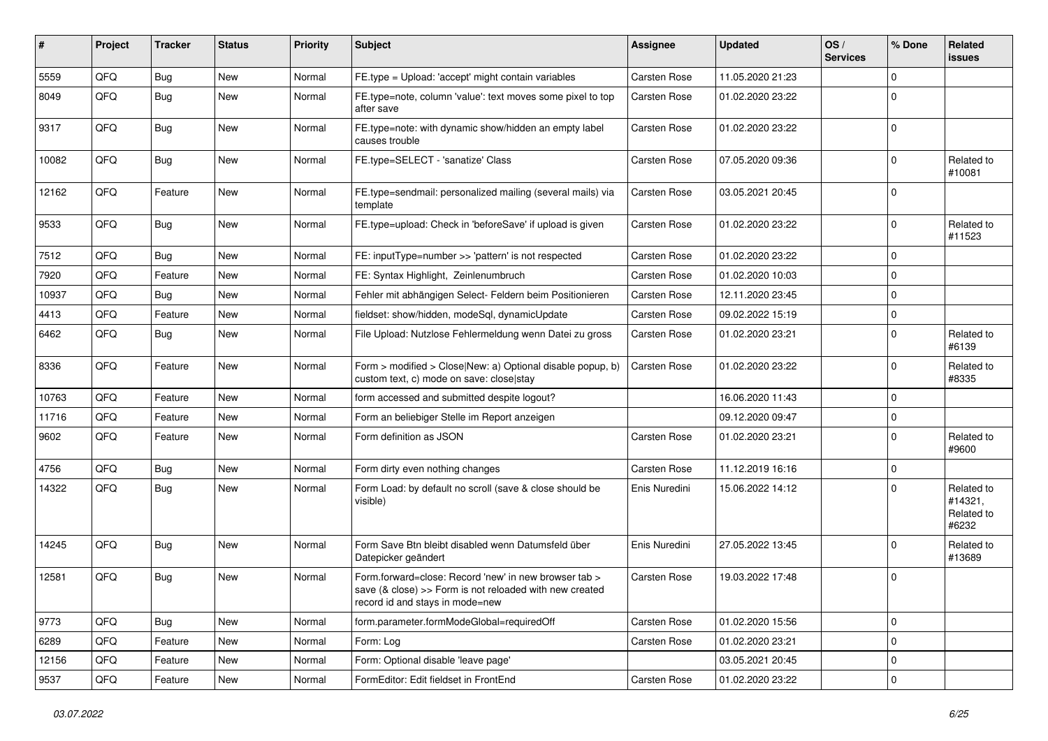| # | Project | Tracker | Status | Priority | Subject | Assignee | Updated | OS / Services | % Done | Related issues |
|---|---|---|---|---|---|---|---|---|---|---|
| 5559 | QFQ | Bug | New | Normal | FE.type = Upload: 'accept' might contain variables | Carsten Rose | 11.05.2020 21:23 | | 0 | |
| 8049 | QFQ | Bug | New | Normal | FE.type=note, column 'value': text moves some pixel to top after save | Carsten Rose | 01.02.2020 23:22 | | 0 | |
| 9317 | QFQ | Bug | New | Normal | FE.type=note: with dynamic show/hidden an empty label causes trouble | Carsten Rose | 01.02.2020 23:22 | | 0 | |
| 10082 | QFQ | Bug | New | Normal | FE.type=SELECT - 'sanatize' Class | Carsten Rose | 07.05.2020 09:36 | | 0 | Related to #10081 |
| 12162 | QFQ | Feature | New | Normal | FE.type=sendmail: personalized mailing (several mails) via template | Carsten Rose | 03.05.2021 20:45 | | 0 | |
| 9533 | QFQ | Bug | New | Normal | FE.type=upload: Check in 'beforeSave' if upload is given | Carsten Rose | 01.02.2020 23:22 | | 0 | Related to #11523 |
| 7512 | QFQ | Bug | New | Normal | FE: inputType=number >> 'pattern' is not respected | Carsten Rose | 01.02.2020 23:22 | | 0 | |
| 7920 | QFQ | Feature | New | Normal | FE: Syntax Highlight, Zeinlenumbruch | Carsten Rose | 01.02.2020 10:03 | | 0 | |
| 10937 | QFQ | Bug | New | Normal | Fehler mit abhängigen Select- Feldern beim Positionieren | Carsten Rose | 12.11.2020 23:45 | | 0 | |
| 4413 | QFQ | Feature | New | Normal | fieldset: show/hidden, modeSql, dynamicUpdate | Carsten Rose | 09.02.2022 15:19 | | 0 | |
| 6462 | QFQ | Bug | New | Normal | File Upload: Nutzlose Fehlermeldung wenn Datei zu gross | Carsten Rose | 01.02.2020 23:21 | | 0 | Related to #6139 |
| 8336 | QFQ | Feature | New | Normal | Form > modified > Close\|New: a) Optional disable popup, b) custom text, c) mode on save: close\|stay | Carsten Rose | 01.02.2020 23:22 | | 0 | Related to #8335 |
| 10763 | QFQ | Feature | New | Normal | form accessed and submitted despite logout? | | 16.06.2020 11:43 | | 0 | |
| 11716 | QFQ | Feature | New | Normal | Form an beliebiger Stelle im Report anzeigen | | 09.12.2020 09:47 | | 0 | |
| 9602 | QFQ | Feature | New | Normal | Form definition as JSON | Carsten Rose | 01.02.2020 23:21 | | 0 | Related to #9600 |
| 4756 | QFQ | Bug | New | Normal | Form dirty even nothing changes | Carsten Rose | 11.12.2019 16:16 | | 0 | |
| 14322 | QFQ | Bug | New | Normal | Form Load: by default no scroll (save & close should be visible) | Enis Nuredini | 15.06.2022 14:12 | | 0 | Related to #14321, Related to #6232 |
| 14245 | QFQ | Bug | New | Normal | Form Save Btn bleibt disabled wenn Datumsfeld über Datepicker geändert | Enis Nuredini | 27.05.2022 13:45 | | 0 | Related to #13689 |
| 12581 | QFQ | Bug | New | Normal | Form.forward=close: Record 'new' in new browser tab > save (& close) >> Form is not reloaded with new created record id and stays in mode=new | Carsten Rose | 19.03.2022 17:48 | | 0 | |
| 9773 | QFQ | Bug | New | Normal | form.parameter.formModeGlobal=requiredOff | Carsten Rose | 01.02.2020 15:56 | | 0 | |
| 6289 | QFQ | Feature | New | Normal | Form: Log | Carsten Rose | 01.02.2020 23:21 | | 0 | |
| 12156 | QFQ | Feature | New | Normal | Form: Optional disable 'leave page' | | 03.05.2021 20:45 | | 0 | |
| 9537 | QFQ | Feature | New | Normal | FormEditor: Edit fieldset in FrontEnd | Carsten Rose | 01.02.2020 23:22 | | 0 | |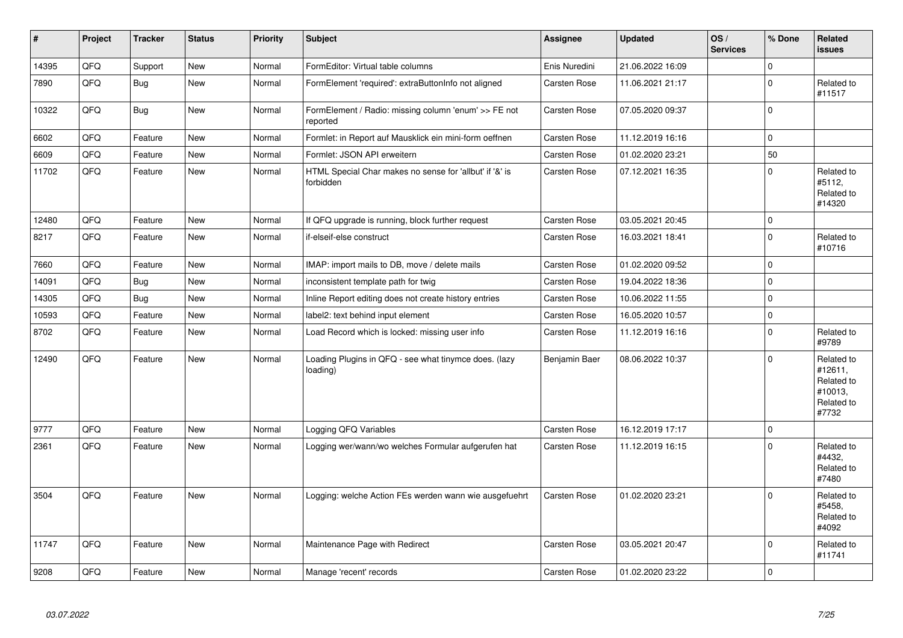| # | Project | Tracker | Status | Priority | Subject | Assignee | Updated | OS / Services | % Done | Related issues |
|---|---|---|---|---|---|---|---|---|---|---|
| 14395 | QFQ | Support | New | Normal | FormEditor: Virtual table columns | Enis Nuredini | 21.06.2022 16:09 | | 0 | |
| 7890 | QFQ | Bug | New | Normal | FormElement 'required': extraButtonInfo not aligned | Carsten Rose | 11.06.2021 21:17 | | 0 | Related to #11517 |
| 10322 | QFQ | Bug | New | Normal | FormElement / Radio: missing column 'enum' >> FE not reported | Carsten Rose | 07.05.2020 09:37 | | 0 | |
| 6602 | QFQ | Feature | New | Normal | Formlet: in Report auf Mausklick ein mini-form oeffnen | Carsten Rose | 11.12.2019 16:16 | | 0 | |
| 6609 | QFQ | Feature | New | Normal | Formlet: JSON API erweitern | Carsten Rose | 01.02.2020 23:21 | | 50 | |
| 11702 | QFQ | Feature | New | Normal | HTML Special Char makes no sense for 'allbut' if '&' is forbidden | Carsten Rose | 07.12.2021 16:35 | | 0 | Related to #5112, Related to #14320 |
| 12480 | QFQ | Feature | New | Normal | If QFQ upgrade is running, block further request | Carsten Rose | 03.05.2021 20:45 | | 0 | |
| 8217 | QFQ | Feature | New | Normal | if-elseif-else construct | Carsten Rose | 16.03.2021 18:41 | | 0 | Related to #10716 |
| 7660 | QFQ | Feature | New | Normal | IMAP: import mails to DB, move / delete mails | Carsten Rose | 01.02.2020 09:52 | | 0 | |
| 14091 | QFQ | Bug | New | Normal | inconsistent template path for twig | Carsten Rose | 19.04.2022 18:36 | | 0 | |
| 14305 | QFQ | Bug | New | Normal | Inline Report editing does not create history entries | Carsten Rose | 10.06.2022 11:55 | | 0 | |
| 10593 | QFQ | Feature | New | Normal | label2: text behind input element | Carsten Rose | 16.05.2020 10:57 | | 0 | |
| 8702 | QFQ | Feature | New | Normal | Load Record which is locked: missing user info | Carsten Rose | 11.12.2019 16:16 | | 0 | Related to #9789 |
| 12490 | QFQ | Feature | New | Normal | Loading Plugins in QFQ - see what tinymce does. (lazy loading) | Benjamin Baer | 08.06.2022 10:37 | | 0 | Related to #12611, Related to #10013, Related to #7732 |
| 9777 | QFQ | Feature | New | Normal | Logging QFQ Variables | Carsten Rose | 16.12.2019 17:17 | | 0 | |
| 2361 | QFQ | Feature | New | Normal | Logging wer/wann/wo welches Formular aufgerufen hat | Carsten Rose | 11.12.2019 16:15 | | 0 | Related to #4432, Related to #7480 |
| 3504 | QFQ | Feature | New | Normal | Logging: welche Action FEs werden wann wie ausgefuehrt | Carsten Rose | 01.02.2020 23:21 | | 0 | Related to #5458, Related to #4092 |
| 11747 | QFQ | Feature | New | Normal | Maintenance Page with Redirect | Carsten Rose | 03.05.2021 20:47 | | 0 | Related to #11741 |
| 9208 | QFQ | Feature | New | Normal | Manage 'recent' records | Carsten Rose | 01.02.2020 23:22 | | 0 | |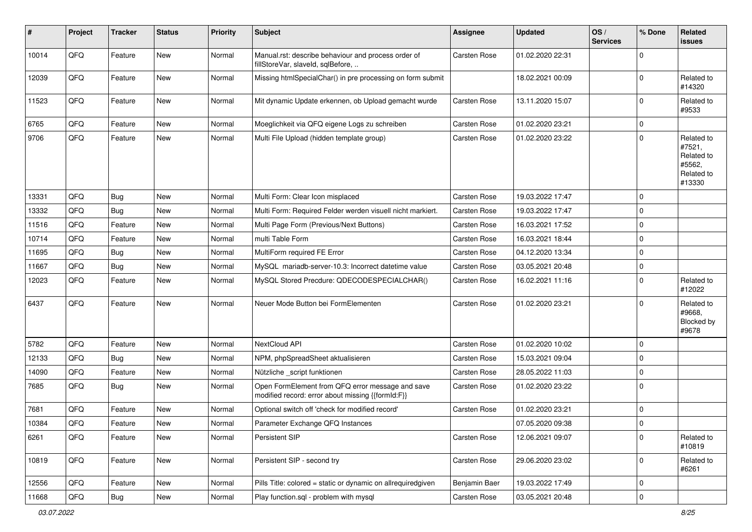| # | Project | Tracker | Status | Priority | Subject | Assignee | Updated | OS / Services | % Done | Related issues |
|---|---|---|---|---|---|---|---|---|---|---|
| 10014 | QFQ | Feature | New | Normal | Manual.rst: describe behaviour and process order of fillStoreVar, slaveId, sqlBefore, .. | Carsten Rose | 01.02.2020 22:31 | | 0 | |
| 12039 | QFQ | Feature | New | Normal | Missing htmlSpecialChar() in pre processing on form submit | | 18.02.2021 00:09 | | 0 | Related to #14320 |
| 11523 | QFQ | Feature | New | Normal | Mit dynamic Update erkennen, ob Upload gemacht wurde | Carsten Rose | 13.11.2020 15:07 | | 0 | Related to #9533 |
| 6765 | QFQ | Feature | New | Normal | Moeglichkeit via QFQ eigene Logs zu schreiben | Carsten Rose | 01.02.2020 23:21 | | 0 | |
| 9706 | QFQ | Feature | New | Normal | Multi File Upload (hidden template group) | Carsten Rose | 01.02.2020 23:22 | | 0 | Related to #7521, Related to #5562, Related to #13330 |
| 13331 | QFQ | Bug | New | Normal | Multi Form: Clear Icon misplaced | Carsten Rose | 19.03.2022 17:47 | | 0 | |
| 13332 | QFQ | Bug | New | Normal | Multi Form: Required Felder werden visuell nicht markiert. | Carsten Rose | 19.03.2022 17:47 | | 0 | |
| 11516 | QFQ | Feature | New | Normal | Multi Page Form (Previous/Next Buttons) | Carsten Rose | 16.03.2021 17:52 | | 0 | |
| 10714 | QFQ | Feature | New | Normal | multi Table Form | Carsten Rose | 16.03.2021 18:44 | | 0 | |
| 11695 | QFQ | Bug | New | Normal | MultiForm required FE Error | Carsten Rose | 04.12.2020 13:34 | | 0 | |
| 11667 | QFQ | Bug | New | Normal | MySQL mariadb-server-10.3: Incorrect datetime value | Carsten Rose | 03.05.2021 20:48 | | 0 | |
| 12023 | QFQ | Feature | New | Normal | MySQL Stored Precdure: QDECODESPECIALCHAR() | Carsten Rose | 16.02.2021 11:16 | | 0 | Related to #12022 |
| 6437 | QFQ | Feature | New | Normal | Neuer Mode Button bei FormElementen | Carsten Rose | 01.02.2020 23:21 | | 0 | Related to #9668, Blocked by #9678 |
| 5782 | QFQ | Feature | New | Normal | NextCloud API | Carsten Rose | 01.02.2020 10:02 | | 0 | |
| 12133 | QFQ | Bug | New | Normal | NPM, phpSpreadSheet aktualisieren | Carsten Rose | 15.03.2021 09:04 | | 0 | |
| 14090 | QFQ | Feature | New | Normal | Nützliche _script funktionen | Carsten Rose | 28.05.2022 11:03 | | 0 | |
| 7685 | QFQ | Bug | New | Normal | Open FormElement from QFQ error message and save modified record: error about missing {{formId:F}} | Carsten Rose | 01.02.2020 23:22 | | 0 | |
| 7681 | QFQ | Feature | New | Normal | Optional switch off 'check for modified record' | Carsten Rose | 01.02.2020 23:21 | | 0 | |
| 10384 | QFQ | Feature | New | Normal | Parameter Exchange QFQ Instances | | 07.05.2020 09:38 | | 0 | |
| 6261 | QFQ | Feature | New | Normal | Persistent SIP | Carsten Rose | 12.06.2021 09:07 | | 0 | Related to #10819 |
| 10819 | QFQ | Feature | New | Normal | Persistent SIP - second try | Carsten Rose | 29.06.2020 23:02 | | 0 | Related to #6261 |
| 12556 | QFQ | Feature | New | Normal | Pills Title: colored = static or dynamic on allrequiredgiven | Benjamin Baer | 19.03.2022 17:49 | | 0 | |
| 11668 | QFQ | Bug | New | Normal | Play function.sql - problem with mysql | Carsten Rose | 03.05.2021 20:48 | | 0 | |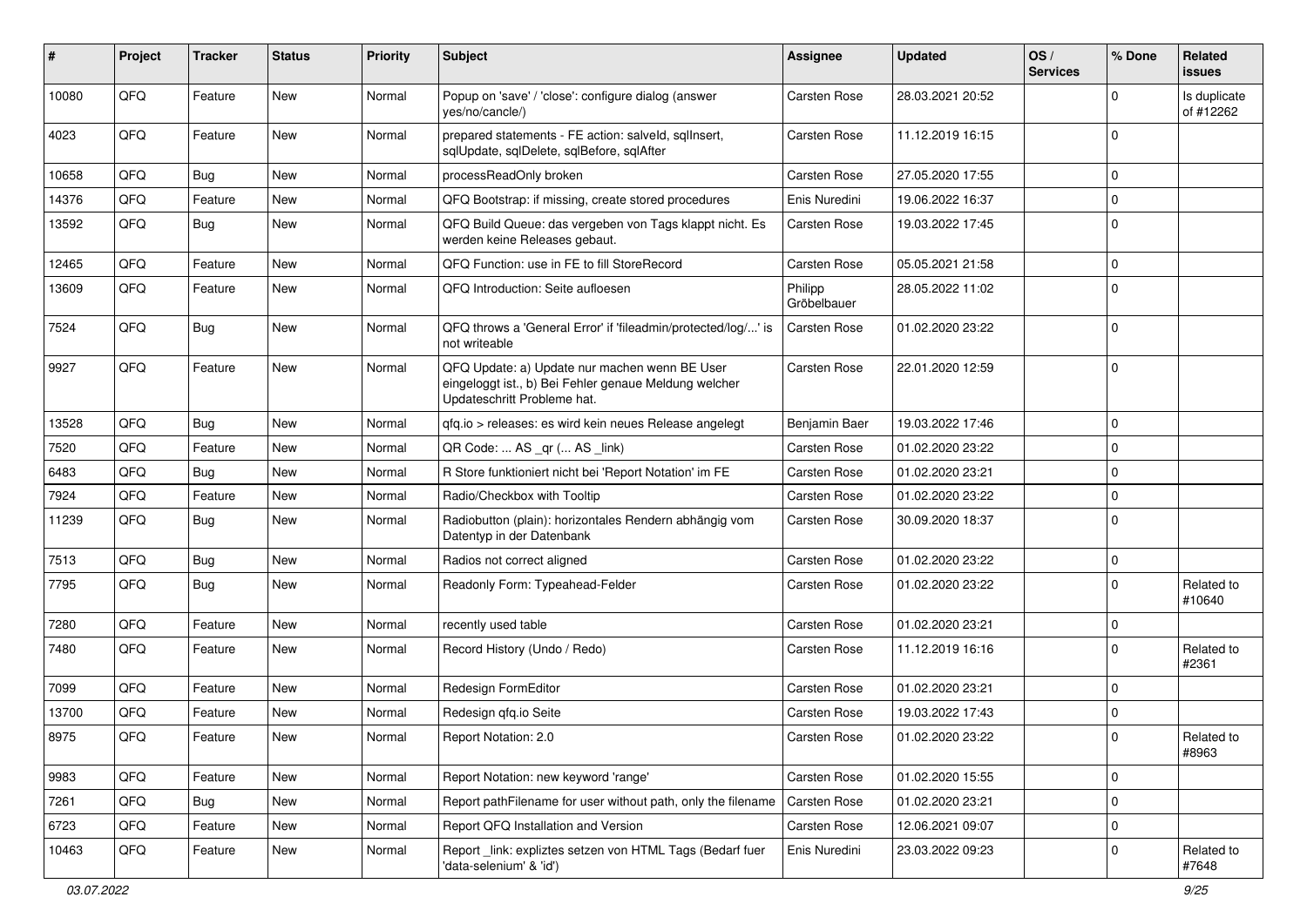| # | Project | Tracker | Status | Priority | Subject | Assignee | Updated | OS / Services | % Done | Related issues |
|---|---|---|---|---|---|---|---|---|---|---|
| 10080 | QFQ | Feature | New | Normal | Popup on 'save' / 'close': configure dialog (answer yes/no/cancle/) | Carsten Rose | 28.03.2021 20:52 | | 0 | Is duplicate of #12262 |
| 4023 | QFQ | Feature | New | Normal | prepared statements - FE action: salveld, sqlInsert, sqlUpdate, sqlDelete, sqlBefore, sqlAfter | Carsten Rose | 11.12.2019 16:15 | | 0 | |
| 10658 | QFQ | Bug | New | Normal | processReadOnly broken | Carsten Rose | 27.05.2020 17:55 | | 0 | |
| 14376 | QFQ | Feature | New | Normal | QFQ Bootstrap: if missing, create stored procedures | Enis Nuredini | 19.06.2022 16:37 | | 0 | |
| 13592 | QFQ | Bug | New | Normal | QFQ Build Queue: das vergeben von Tags klappt nicht. Es werden keine Releases gebaut. | Carsten Rose | 19.03.2022 17:45 | | 0 | |
| 12465 | QFQ | Feature | New | Normal | QFQ Function: use in FE to fill StoreRecord | Carsten Rose | 05.05.2021 21:58 | | 0 | |
| 13609 | QFQ | Feature | New | Normal | QFQ Introduction: Seite aufloesen | Philipp Gröbelbauer | 28.05.2022 11:02 | | 0 | |
| 7524 | QFQ | Bug | New | Normal | QFQ throws a 'General Error' if 'fileadmin/protected/log/...' is not writeable | Carsten Rose | 01.02.2020 23:22 | | 0 | |
| 9927 | QFQ | Feature | New | Normal | QFQ Update: a) Update nur machen wenn BE User eingeloggt ist., b) Bei Fehler genaue Meldung welcher Updateschritt Probleme hat. | Carsten Rose | 22.01.2020 12:59 | | 0 | |
| 13528 | QFQ | Bug | New | Normal | qfq.io > releases: es wird kein neues Release angelegt | Benjamin Baer | 19.03.2022 17:46 | | 0 | |
| 7520 | QFQ | Feature | New | Normal | QR Code: ... AS _qr (... AS _link) | Carsten Rose | 01.02.2020 23:22 | | 0 | |
| 6483 | QFQ | Bug | New | Normal | R Store funktioniert nicht bei 'Report Notation' im FE | Carsten Rose | 01.02.2020 23:21 | | 0 | |
| 7924 | QFQ | Feature | New | Normal | Radio/Checkbox with Tooltip | Carsten Rose | 01.02.2020 23:22 | | 0 | |
| 11239 | QFQ | Bug | New | Normal | Radiobutton (plain): horizontales Rendern abhängig vom Datentyp in der Datenbank | Carsten Rose | 30.09.2020 18:37 | | 0 | |
| 7513 | QFQ | Bug | New | Normal | Radios not correct aligned | Carsten Rose | 01.02.2020 23:22 | | 0 | |
| 7795 | QFQ | Bug | New | Normal | Readonly Form: Typeahead-Felder | Carsten Rose | 01.02.2020 23:22 | | 0 | Related to #10640 |
| 7280 | QFQ | Feature | New | Normal | recently used table | Carsten Rose | 01.02.2020 23:21 | | 0 | |
| 7480 | QFQ | Feature | New | Normal | Record History (Undo / Redo) | Carsten Rose | 11.12.2019 16:16 | | 0 | Related to #2361 |
| 7099 | QFQ | Feature | New | Normal | Redesign FormEditor | Carsten Rose | 01.02.2020 23:21 | | 0 | |
| 13700 | QFQ | Feature | New | Normal | Redesign qfq.io Seite | Carsten Rose | 19.03.2022 17:43 | | 0 | |
| 8975 | QFQ | Feature | New | Normal | Report Notation: 2.0 | Carsten Rose | 01.02.2020 23:22 | | 0 | Related to #8963 |
| 9983 | QFQ | Feature | New | Normal | Report Notation: new keyword 'range' | Carsten Rose | 01.02.2020 15:55 | | 0 | |
| 7261 | QFQ | Bug | New | Normal | Report pathFilename for user without path, only the filename | Carsten Rose | 01.02.2020 23:21 | | 0 | |
| 6723 | QFQ | Feature | New | Normal | Report QFQ Installation and Version | Carsten Rose | 12.06.2021 09:07 | | 0 | |
| 10463 | QFQ | Feature | New | Normal | Report _link: expliztes setzen von HTML Tags (Bedarf fuer 'data-selenium' & 'id') | Enis Nuredini | 23.03.2022 09:23 | | 0 | Related to #7648 |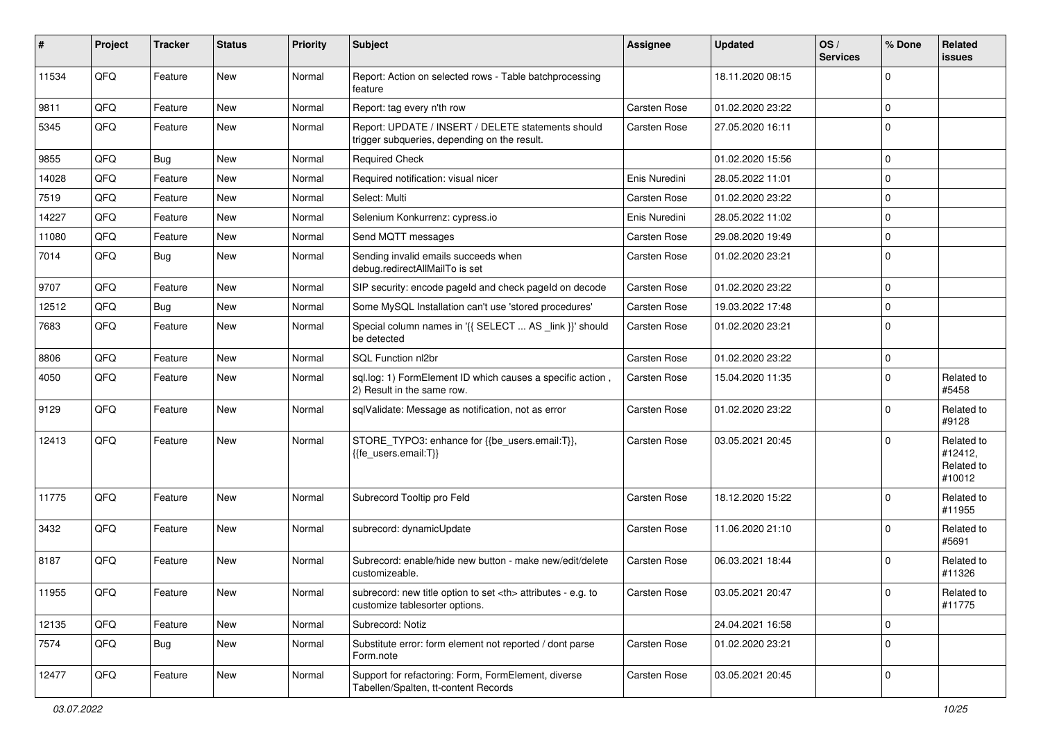| # | Project | Tracker | Status | Priority | Subject | Assignee | Updated | OS / Services | % Done | Related issues |
|---|---|---|---|---|---|---|---|---|---|---|
| 11534 | QFQ | Feature | New | Normal | Report: Action on selected rows - Table batchprocessing feature | | 18.11.2020 08:15 | | 0 | |
| 9811 | QFQ | Feature | New | Normal | Report: tag every n'th row | Carsten Rose | 01.02.2020 23:22 | | 0 | |
| 5345 | QFQ | Feature | New | Normal | Report: UPDATE / INSERT / DELETE statements should trigger subqueries, depending on the result. | Carsten Rose | 27.05.2020 16:11 | | 0 | |
| 9855 | QFQ | Bug | New | Normal | Required Check | | 01.02.2020 15:56 | | 0 | |
| 14028 | QFQ | Feature | New | Normal | Required notification: visual nicer | Enis Nuredini | 28.05.2022 11:01 | | 0 | |
| 7519 | QFQ | Feature | New | Normal | Select: Multi | Carsten Rose | 01.02.2020 23:22 | | 0 | |
| 14227 | QFQ | Feature | New | Normal | Selenium Konkurrenz: cypress.io | Enis Nuredini | 28.05.2022 11:02 | | 0 | |
| 11080 | QFQ | Feature | New | Normal | Send MQTT messages | Carsten Rose | 29.08.2020 19:49 | | 0 | |
| 7014 | QFQ | Bug | New | Normal | Sending invalid emails succeeds when debug.redirectAllMailTo is set | Carsten Rose | 01.02.2020 23:21 | | 0 | |
| 9707 | QFQ | Feature | New | Normal | SIP security: encode pageId and check pageId on decode | Carsten Rose | 01.02.2020 23:22 | | 0 | |
| 12512 | QFQ | Bug | New | Normal | Some MySQL Installation can't use 'stored procedures' | Carsten Rose | 19.03.2022 17:48 | | 0 | |
| 7683 | QFQ | Feature | New | Normal | Special column names in '{{ SELECT ... AS _link }}' should be detected | Carsten Rose | 01.02.2020 23:21 | | 0 | |
| 8806 | QFQ | Feature | New | Normal | SQL Function nl2br | Carsten Rose | 01.02.2020 23:22 | | 0 | |
| 4050 | QFQ | Feature | New | Normal | sql.log: 1) FormElement ID which causes a specific action , 2) Result in the same row. | Carsten Rose | 15.04.2020 11:35 | | 0 | Related to #5458 |
| 9129 | QFQ | Feature | New | Normal | sqlValidate: Message as notification, not as error | Carsten Rose | 01.02.2020 23:22 | | 0 | Related to #9128 |
| 12413 | QFQ | Feature | New | Normal | STORE_TYPO3: enhance for {{be_users.email:T}}, {{fe_users.email:T}} | Carsten Rose | 03.05.2021 20:45 | | 0 | Related to #12412, Related to #10012 |
| 11775 | QFQ | Feature | New | Normal | Subrecord Tooltip pro Feld | Carsten Rose | 18.12.2020 15:22 | | 0 | Related to #11955 |
| 3432 | QFQ | Feature | New | Normal | subrecord: dynamicUpdate | Carsten Rose | 11.06.2020 21:10 | | 0 | Related to #5691 |
| 8187 | QFQ | Feature | New | Normal | Subrecord: enable/hide new button - make new/edit/delete customizeable. | Carsten Rose | 06.03.2021 18:44 | | 0 | Related to #11326 |
| 11955 | QFQ | Feature | New | Normal | subrecord: new title option to set <th> attributes - e.g. to customize tablesorter options. | Carsten Rose | 03.05.2021 20:47 | | 0 | Related to #11775 |
| 12135 | QFQ | Feature | New | Normal | Subrecord: Notiz | | 24.04.2021 16:58 | | 0 | |
| 7574 | QFQ | Bug | New | Normal | Substitute error: form element not reported / dont parse Form.note | Carsten Rose | 01.02.2020 23:21 | | 0 | |
| 12477 | QFQ | Feature | New | Normal | Support for refactoring: Form, FormElement, diverse Tabellen/Spalten, tt-content Records | Carsten Rose | 03.05.2021 20:45 | | 0 | |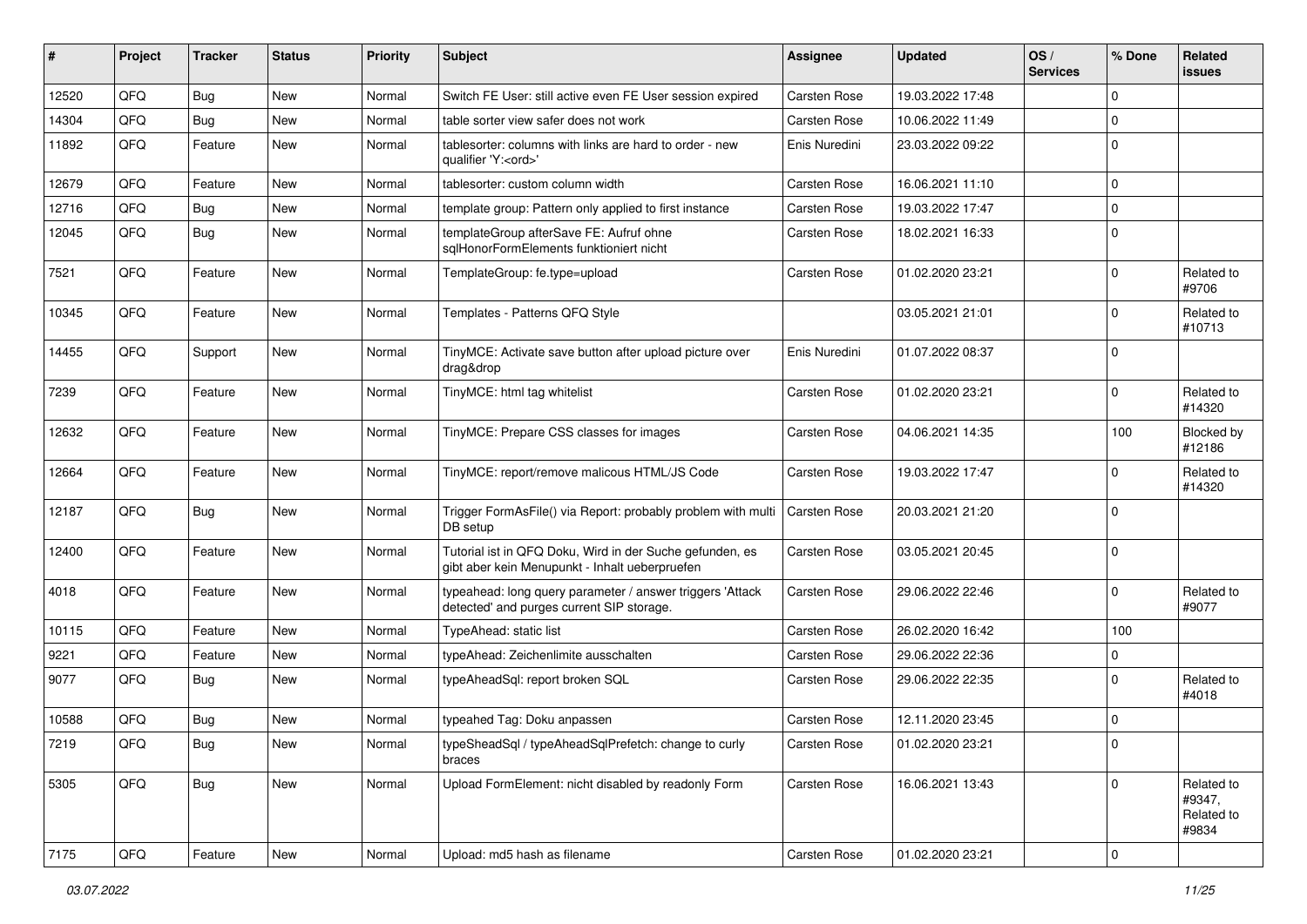| # | Project | Tracker | Status | Priority | Subject | Assignee | Updated | OS / Services | % Done | Related issues |
|---|---|---|---|---|---|---|---|---|---|---|
| 12520 | QFQ | Bug | New | Normal | Switch FE User: still active even FE User session expired | Carsten Rose | 19.03.2022 17:48 | | 0 | |
| 14304 | QFQ | Bug | New | Normal | table sorter view safer does not work | Carsten Rose | 10.06.2022 11:49 | | 0 | |
| 11892 | QFQ | Feature | New | Normal | tablesorter: columns with links are hard to order - new qualifier 'Y:<ord>' | Enis Nuredini | 23.03.2022 09:22 | | 0 | |
| 12679 | QFQ | Feature | New | Normal | tablesorter: custom column width | Carsten Rose | 16.06.2021 11:10 | | 0 | |
| 12716 | QFQ | Bug | New | Normal | template group: Pattern only applied to first instance | Carsten Rose | 19.03.2022 17:47 | | 0 | |
| 12045 | QFQ | Bug | New | Normal | templateGroup afterSave FE: Aufruf ohne sqlHonorFormElements funktioniert nicht | Carsten Rose | 18.02.2021 16:33 | | 0 | |
| 7521 | QFQ | Feature | New | Normal | TemplateGroup: fe.type=upload | Carsten Rose | 01.02.2020 23:21 | | 0 | Related to #9706 |
| 10345 | QFQ | Feature | New | Normal | Templates - Patterns QFQ Style | | 03.05.2021 21:01 | | 0 | Related to #10713 |
| 14455 | QFQ | Support | New | Normal | TinyMCE: Activate save button after upload picture over drag&drop | Enis Nuredini | 01.07.2022 08:37 | | 0 | |
| 7239 | QFQ | Feature | New | Normal | TinyMCE: html tag whitelist | Carsten Rose | 01.02.2020 23:21 | | 0 | Related to #14320 |
| 12632 | QFQ | Feature | New | Normal | TinyMCE: Prepare CSS classes for images | Carsten Rose | 04.06.2021 14:35 | | 100 | Blocked by #12186 |
| 12664 | QFQ | Feature | New | Normal | TinyMCE: report/remove malicous HTML/JS Code | Carsten Rose | 19.03.2022 17:47 | | 0 | Related to #14320 |
| 12187 | QFQ | Bug | New | Normal | Trigger FormAsFile() via Report: probably problem with multi DB setup | Carsten Rose | 20.03.2021 21:20 | | 0 | |
| 12400 | QFQ | Feature | New | Normal | Tutorial ist in QFQ Doku, Wird in der Suche gefunden, es gibt aber kein Menupunkt - Inhalt ueberpruefen | Carsten Rose | 03.05.2021 20:45 | | 0 | |
| 4018 | QFQ | Feature | New | Normal | typeahead: long query parameter / answer triggers 'Attack detected' and purges current SIP storage. | Carsten Rose | 29.06.2022 22:46 | | 0 | Related to #9077 |
| 10115 | QFQ | Feature | New | Normal | TypeAhead: static list | Carsten Rose | 26.02.2020 16:42 | | 100 | |
| 9221 | QFQ | Feature | New | Normal | typeAhead: Zeichenlimite ausschalten | Carsten Rose | 29.06.2022 22:36 | | 0 | |
| 9077 | QFQ | Bug | New | Normal | typeAheadSql: report broken SQL | Carsten Rose | 29.06.2022 22:35 | | 0 | Related to #4018 |
| 10588 | QFQ | Bug | New | Normal | typeahed Tag: Doku anpassen | Carsten Rose | 12.11.2020 23:45 | | 0 | |
| 7219 | QFQ | Bug | New | Normal | typeSheadSql / typeAheadSqlPrefetch: change to curly braces | Carsten Rose | 01.02.2020 23:21 | | 0 | |
| 5305 | QFQ | Bug | New | Normal | Upload FormElement: nicht disabled by readonly Form | Carsten Rose | 16.06.2021 13:43 | | 0 | Related to #9347, Related to #9834 |
| 7175 | QFQ | Feature | New | Normal | Upload: md5 hash as filename | Carsten Rose | 01.02.2020 23:21 | | 0 | |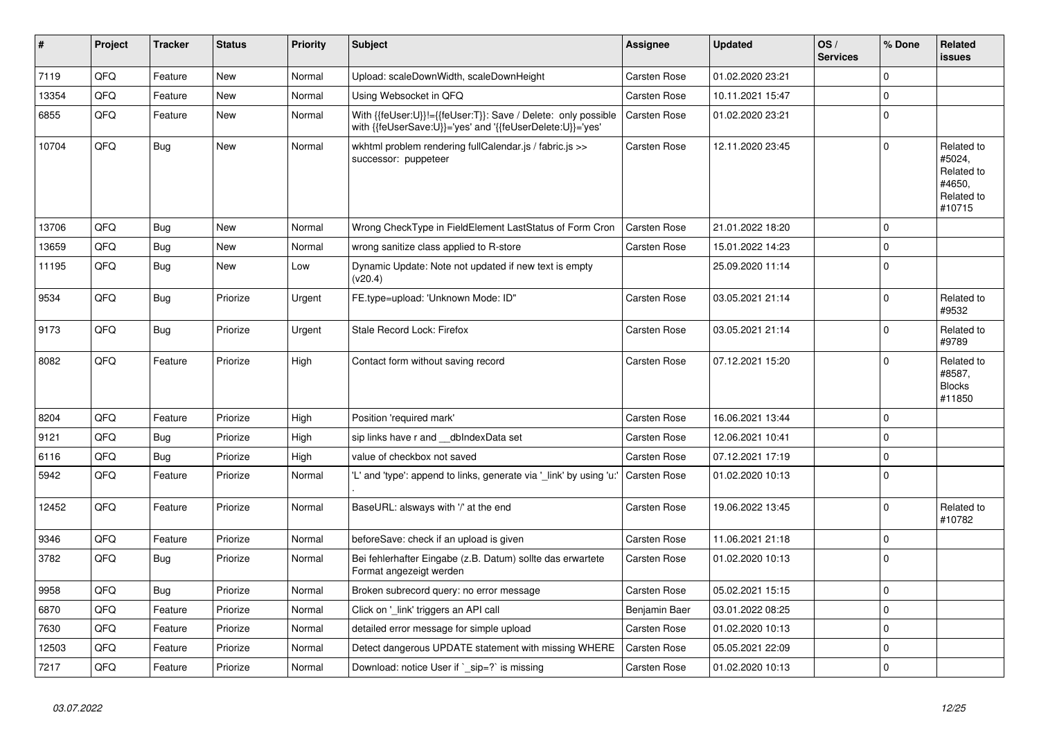| # | Project | Tracker | Status | Priority | Subject | Assignee | Updated | OS / Services | % Done | Related issues |
|---|---|---|---|---|---|---|---|---|---|---|
| 7119 | QFQ | Feature | New | Normal | Upload: scaleDownWidth, scaleDownHeight | Carsten Rose | 01.02.2020 23:21 | | 0 | |
| 13354 | QFQ | Feature | New | Normal | Using Websocket in QFQ | Carsten Rose | 10.11.2021 15:47 | | 0 | |
| 6855 | QFQ | Feature | New | Normal | With {{feUser:U}}!={{feUser:T}}: Save / Delete: only possible with {{feUserSave:U}}='yes' and '{{feUserDelete:U}}='yes' | Carsten Rose | 01.02.2020 23:21 | | 0 | |
| 10704 | QFQ | Bug | New | Normal | wkhtml problem rendering fullCalendar.js / fabric.js >> successor: puppeteer | Carsten Rose | 12.11.2020 23:45 | | 0 | Related to #5024, Related to #4650, Related to #10715 |
| 13706 | QFQ | Bug | New | Normal | Wrong CheckType in FieldElement LastStatus of Form Cron | Carsten Rose | 21.01.2022 18:20 | | 0 | |
| 13659 | QFQ | Bug | New | Normal | wrong sanitize class applied to R-store | Carsten Rose | 15.01.2022 14:23 | | 0 | |
| 11195 | QFQ | Bug | New | Low | Dynamic Update: Note not updated if new text is empty (v20.4) | | 25.09.2020 11:14 | | 0 | |
| 9534 | QFQ | Bug | Priorize | Urgent | FE.type=upload: 'Unknown Mode: ID" | Carsten Rose | 03.05.2021 21:14 | | 0 | Related to #9532 |
| 9173 | QFQ | Bug | Priorize | Urgent | Stale Record Lock: Firefox | Carsten Rose | 03.05.2021 21:14 | | 0 | Related to #9789 |
| 8082 | QFQ | Feature | Priorize | High | Contact form without saving record | Carsten Rose | 07.12.2021 15:20 | | 0 | Related to #8587, Blocks #11850 |
| 8204 | QFQ | Feature | Priorize | High | Position 'required mark' | Carsten Rose | 16.06.2021 13:44 | | 0 | |
| 9121 | QFQ | Bug | Priorize | High | sip links have r and __dbIndexData set | Carsten Rose | 12.06.2021 10:41 | | 0 | |
| 6116 | QFQ | Bug | Priorize | High | value of checkbox not saved | Carsten Rose | 07.12.2021 17:19 | | 0 | |
| 5942 | QFQ | Feature | Priorize | Normal | 'L' and 'type': append to links, generate via '_link' by using 'u:' . | Carsten Rose | 01.02.2020 10:13 | | 0 | |
| 12452 | QFQ | Feature | Priorize | Normal | BaseURL: alsways with '/' at the end | Carsten Rose | 19.06.2022 13:45 | | 0 | Related to #10782 |
| 9346 | QFQ | Feature | Priorize | Normal | beforeSave: check if an upload is given | Carsten Rose | 11.06.2021 21:18 | | 0 | |
| 3782 | QFQ | Bug | Priorize | Normal | Bei fehlerhafter Eingabe (z.B. Datum) sollte das erwartete Format angezeigt werden | Carsten Rose | 01.02.2020 10:13 | | 0 | |
| 9958 | QFQ | Bug | Priorize | Normal | Broken subrecord query: no error message | Carsten Rose | 05.02.2021 15:15 | | 0 | |
| 6870 | QFQ | Feature | Priorize | Normal | Click on '_link' triggers an API call | Benjamin Baer | 03.01.2022 08:25 | | 0 | |
| 7630 | QFQ | Feature | Priorize | Normal | detailed error message for simple upload | Carsten Rose | 01.02.2020 10:13 | | 0 | |
| 12503 | QFQ | Feature | Priorize | Normal | Detect dangerous UPDATE statement with missing WHERE | Carsten Rose | 05.05.2021 22:09 | | 0 | |
| 7217 | QFQ | Feature | Priorize | Normal | Download: notice User if `_sip=?` is missing | Carsten Rose | 01.02.2020 10:13 | | 0 | |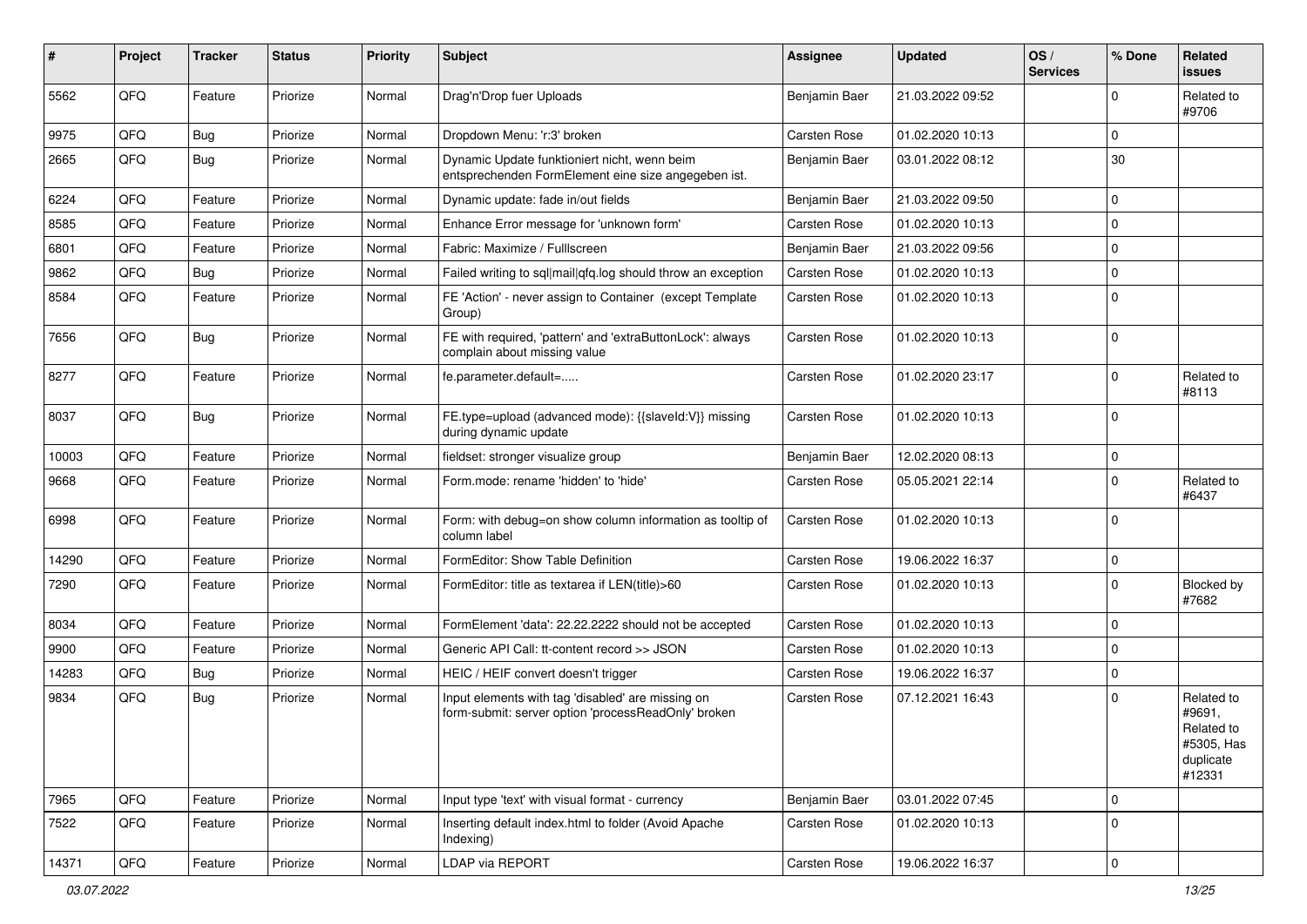| # | Project | Tracker | Status | Priority | Subject | Assignee | Updated | OS / Services | % Done | Related issues |
|---|---|---|---|---|---|---|---|---|---|---|
| 5562 | QFQ | Feature | Priorize | Normal | Drag'n'Drop fuer Uploads | Benjamin Baer | 21.03.2022 09:52 | | 0 | Related to #9706 |
| 9975 | QFQ | Bug | Priorize | Normal | Dropdown Menu: 'r:3' broken | Carsten Rose | 01.02.2020 10:13 | | 0 | |
| 2665 | QFQ | Bug | Priorize | Normal | Dynamic Update funktioniert nicht, wenn beim entsprechenden FormElement eine size angegeben ist. | Benjamin Baer | 03.01.2022 08:12 | | 30 | |
| 6224 | QFQ | Feature | Priorize | Normal | Dynamic update: fade in/out fields | Benjamin Baer | 21.03.2022 09:50 | | 0 | |
| 8585 | QFQ | Feature | Priorize | Normal | Enhance Error message for 'unknown form' | Carsten Rose | 01.02.2020 10:13 | | 0 | |
| 6801 | QFQ | Feature | Priorize | Normal | Fabric: Maximize / Fulllscreen | Benjamin Baer | 21.03.2022 09:56 | | 0 | |
| 9862 | QFQ | Bug | Priorize | Normal | Failed writing to sql\|mail\|qfq.log should throw an exception | Carsten Rose | 01.02.2020 10:13 | | 0 | |
| 8584 | QFQ | Feature | Priorize | Normal | FE 'Action' - never assign to Container (except Template Group) | Carsten Rose | 01.02.2020 10:13 | | 0 | |
| 7656 | QFQ | Bug | Priorize | Normal | FE with required, 'pattern' and 'extraButtonLock': always complain about missing value | Carsten Rose | 01.02.2020 10:13 | | 0 | |
| 8277 | QFQ | Feature | Priorize | Normal | fe.parameter.default=..... | Carsten Rose | 01.02.2020 23:17 | | 0 | Related to #8113 |
| 8037 | QFQ | Bug | Priorize | Normal | FE.type=upload (advanced mode): {{slaveId:V}} missing during dynamic update | Carsten Rose | 01.02.2020 10:13 | | 0 | |
| 10003 | QFQ | Feature | Priorize | Normal | fieldset: stronger visualize group | Benjamin Baer | 12.02.2020 08:13 | | 0 | |
| 9668 | QFQ | Feature | Priorize | Normal | Form.mode: rename 'hidden' to 'hide' | Carsten Rose | 05.05.2021 22:14 | | 0 | Related to #6437 |
| 6998 | QFQ | Feature | Priorize | Normal | Form: with debug=on show column information as tooltip of column label | Carsten Rose | 01.02.2020 10:13 | | 0 | |
| 14290 | QFQ | Feature | Priorize | Normal | FormEditor: Show Table Definition | Carsten Rose | 19.06.2022 16:37 | | 0 | |
| 7290 | QFQ | Feature | Priorize | Normal | FormEditor: title as textarea if LEN(title)>60 | Carsten Rose | 01.02.2020 10:13 | | 0 | Blocked by #7682 |
| 8034 | QFQ | Feature | Priorize | Normal | FormElement 'data': 22.22.2222 should not be accepted | Carsten Rose | 01.02.2020 10:13 | | 0 | |
| 9900 | QFQ | Feature | Priorize | Normal | Generic API Call: tt-content record >> JSON | Carsten Rose | 01.02.2020 10:13 | | 0 | |
| 14283 | QFQ | Bug | Priorize | Normal | HEIC / HEIF convert doesn't trigger | Carsten Rose | 19.06.2022 16:37 | | 0 | |
| 9834 | QFQ | Bug | Priorize | Normal | Input elements with tag 'disabled' are missing on form-submit: server option 'processReadOnly' broken | Carsten Rose | 07.12.2021 16:43 | | 0 | Related to #9691, Related to #5305, Has duplicate #12331 |
| 7965 | QFQ | Feature | Priorize | Normal | Input type 'text' with visual format - currency | Benjamin Baer | 03.01.2022 07:45 | | 0 | |
| 7522 | QFQ | Feature | Priorize | Normal | Inserting default index.html to folder (Avoid Apache Indexing) | Carsten Rose | 01.02.2020 10:13 | | 0 | |
| 14371 | QFQ | Feature | Priorize | Normal | LDAP via REPORT | Carsten Rose | 19.06.2022 16:37 | | 0 | |

*03.07.2022*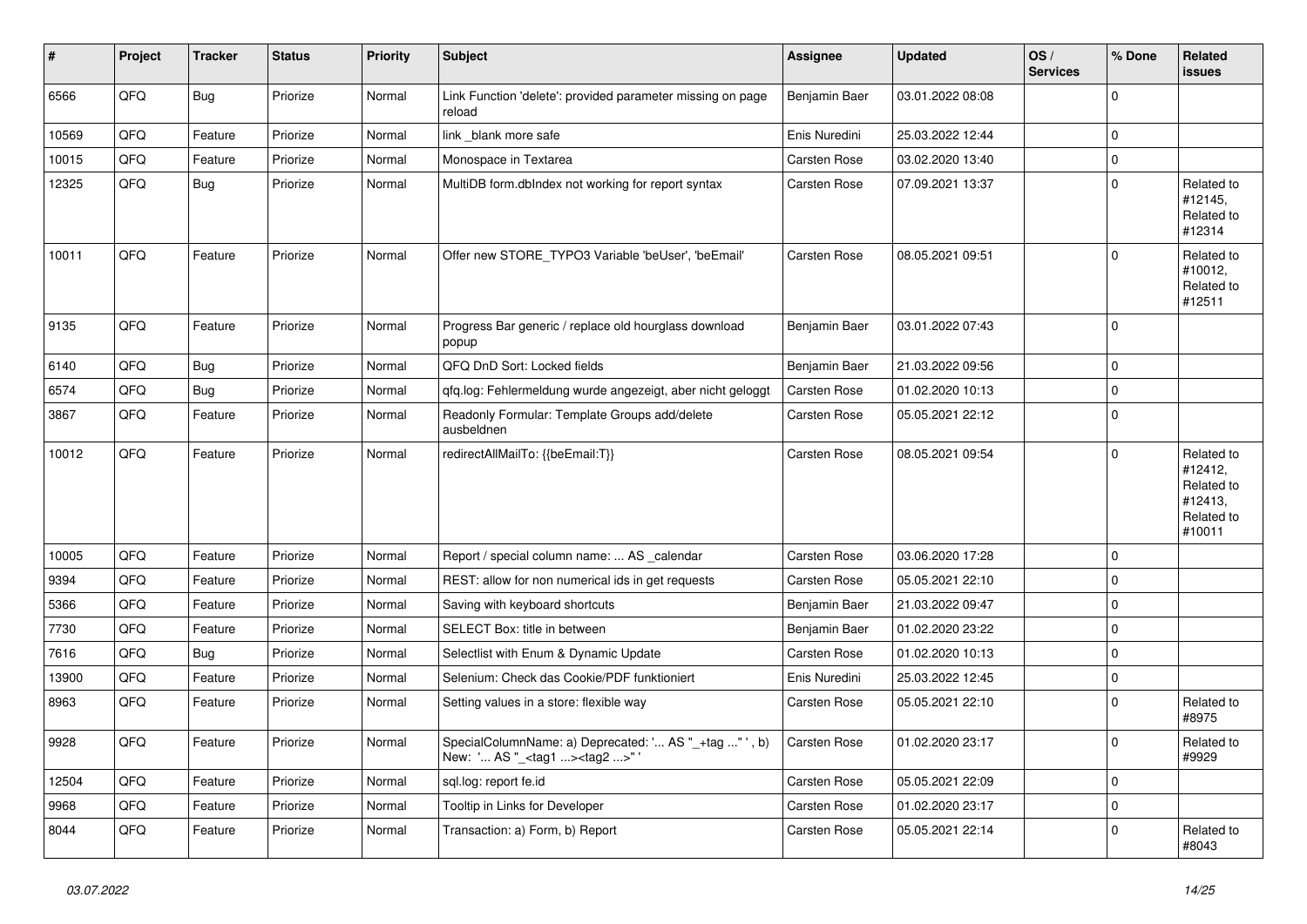| # | Project | Tracker | Status | Priority | Subject | Assignee | Updated | OS / Services | % Done | Related issues |
|---|---|---|---|---|---|---|---|---|---|---|
| 6566 | QFQ | Bug | Priorize | Normal | Link Function 'delete': provided parameter missing on page reload | Benjamin Baer | 03.01.2022 08:08 | | 0 | |
| 10569 | QFQ | Feature | Priorize | Normal | link _blank more safe | Enis Nuredini | 25.03.2022 12:44 | | 0 | |
| 10015 | QFQ | Feature | Priorize | Normal | Monospace in Textarea | Carsten Rose | 03.02.2020 13:40 | | 0 | |
| 12325 | QFQ | Bug | Priorize | Normal | MultiDB form.dbIndex not working for report syntax | Carsten Rose | 07.09.2021 13:37 | | 0 | Related to #12145, Related to #12314 |
| 10011 | QFQ | Feature | Priorize | Normal | Offer new STORE_TYPO3 Variable 'beUser', 'beEmail' | Carsten Rose | 08.05.2021 09:51 | | 0 | Related to #10012, Related to #12511 |
| 9135 | QFQ | Feature | Priorize | Normal | Progress Bar generic / replace old hourglass download popup | Benjamin Baer | 03.01.2022 07:43 | | 0 | |
| 6140 | QFQ | Bug | Priorize | Normal | QFQ DnD Sort: Locked fields | Benjamin Baer | 21.03.2022 09:56 | | 0 | |
| 6574 | QFQ | Bug | Priorize | Normal | qfq.log: Fehlermeldung wurde angezeigt, aber nicht geloggt | Carsten Rose | 01.02.2020 10:13 | | 0 | |
| 3867 | QFQ | Feature | Priorize | Normal | Readonly Formular: Template Groups add/delete ausbeldnen | Carsten Rose | 05.05.2021 22:12 | | 0 | |
| 10012 | QFQ | Feature | Priorize | Normal | redirectAllMailTo: {{beEmail:T}} | Carsten Rose | 08.05.2021 09:54 | | 0 | Related to #12412, Related to #12413, Related to #10011 |
| 10005 | QFQ | Feature | Priorize | Normal | Report / special column name: ... AS _calendar | Carsten Rose | 03.06.2020 17:28 | | 0 | |
| 9394 | QFQ | Feature | Priorize | Normal | REST: allow for non numerical ids in get requests | Carsten Rose | 05.05.2021 22:10 | | 0 | |
| 5366 | QFQ | Feature | Priorize | Normal | Saving with keyboard shortcuts | Benjamin Baer | 21.03.2022 09:47 | | 0 | |
| 7730 | QFQ | Feature | Priorize | Normal | SELECT Box: title in between | Benjamin Baer | 01.02.2020 23:22 | | 0 | |
| 7616 | QFQ | Bug | Priorize | Normal | Selectlist with Enum & Dynamic Update | Carsten Rose | 01.02.2020 10:13 | | 0 | |
| 13900 | QFQ | Feature | Priorize | Normal | Selenium: Check das Cookie/PDF funktioniert | Enis Nuredini | 25.03.2022 12:45 | | 0 | |
| 8963 | QFQ | Feature | Priorize | Normal | Setting values in a store: flexible way | Carsten Rose | 05.05.2021 22:10 | | 0 | Related to #8975 |
| 9928 | QFQ | Feature | Priorize | Normal | SpecialColumnName: a) Deprecated: '... AS "_+tag ..." ', b) New: '... AS "_<tag1 ...><tag2 ...>" ' | Carsten Rose | 01.02.2020 23:17 | | 0 | Related to #9929 |
| 12504 | QFQ | Feature | Priorize | Normal | sql.log: report fe.id | Carsten Rose | 05.05.2021 22:09 | | 0 | |
| 9968 | QFQ | Feature | Priorize | Normal | Tooltip in Links for Developer | Carsten Rose | 01.02.2020 23:17 | | 0 | |
| 8044 | QFQ | Feature | Priorize | Normal | Transaction: a) Form, b) Report | Carsten Rose | 05.05.2021 22:14 | | 0 | Related to #8043 |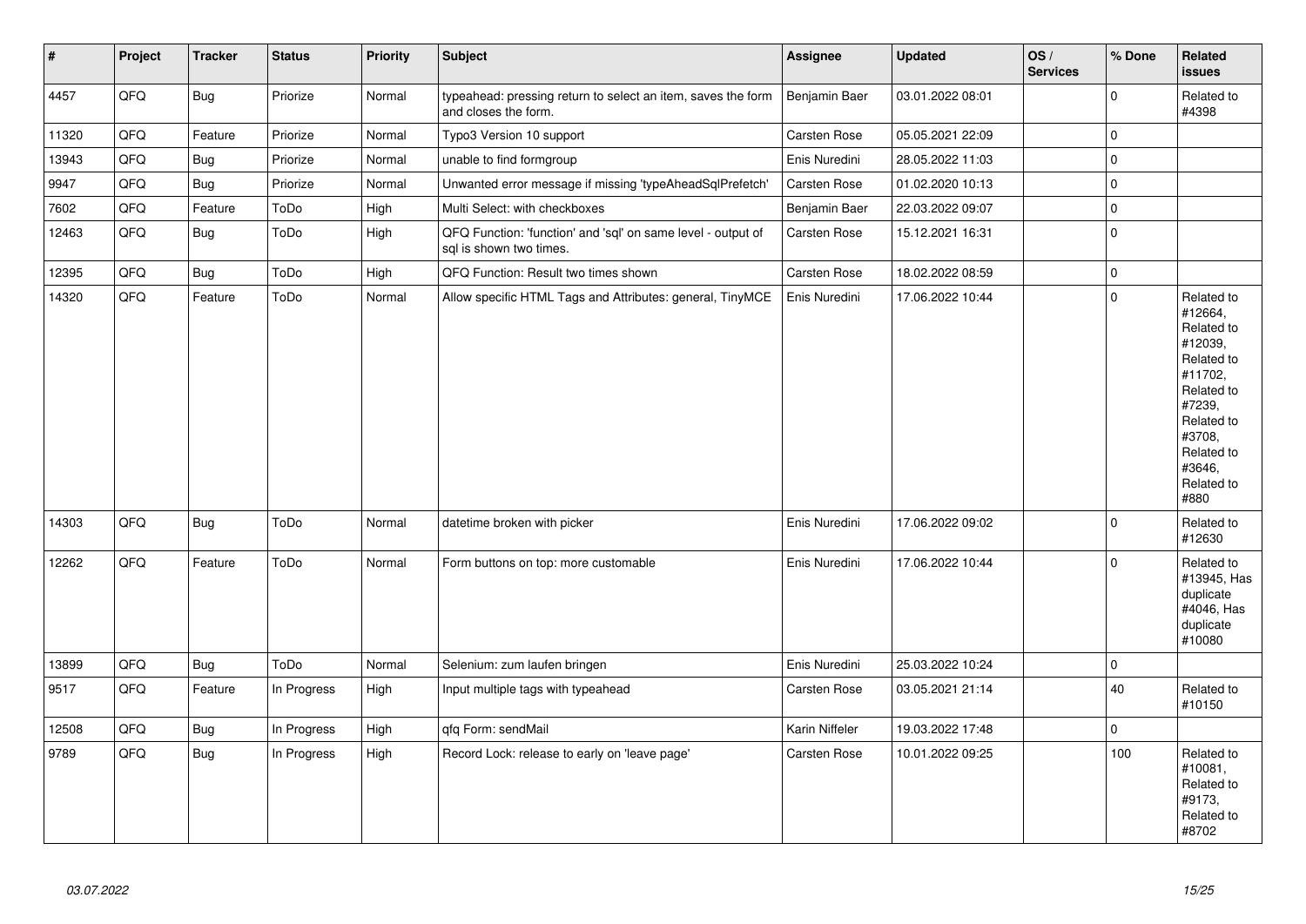| # | Project | Tracker | Status | Priority | Subject | Assignee | Updated | OS / Services | % Done | Related issues |
|---|---|---|---|---|---|---|---|---|---|---|
| 4457 | QFQ | Bug | Priorize | Normal | typeahead: pressing return to select an item, saves the form and closes the form. | Benjamin Baer | 03.01.2022 08:01 | | 0 | Related to #4398 |
| 11320 | QFQ | Feature | Priorize | Normal | Typo3 Version 10 support | Carsten Rose | 05.05.2021 22:09 | | 0 | |
| 13943 | QFQ | Bug | Priorize | Normal | unable to find formgroup | Enis Nuredini | 28.05.2022 11:03 | | 0 | |
| 9947 | QFQ | Bug | Priorize | Normal | Unwanted error message if missing 'typeAheadSqlPrefetch' | Carsten Rose | 01.02.2020 10:13 | | 0 | |
| 7602 | QFQ | Feature | ToDo | High | Multi Select: with checkboxes | Benjamin Baer | 22.03.2022 09:07 | | 0 | |
| 12463 | QFQ | Bug | ToDo | High | QFQ Function: 'function' and 'sql' on same level - output of sql is shown two times. | Carsten Rose | 15.12.2021 16:31 | | 0 | |
| 12395 | QFQ | Bug | ToDo | High | QFQ Function: Result two times shown | Carsten Rose | 18.02.2022 08:59 | | 0 | |
| 14320 | QFQ | Feature | ToDo | Normal | Allow specific HTML Tags and Attributes: general, TinyMCE | Enis Nuredini | 17.06.2022 10:44 | | 0 | Related to #12664, Related to #12039, Related to #11702, Related to #7239, Related to #3708, Related to #3646, Related to #880 |
| 14303 | QFQ | Bug | ToDo | Normal | datetime broken with picker | Enis Nuredini | 17.06.2022 09:02 | | 0 | Related to #12630 |
| 12262 | QFQ | Feature | ToDo | Normal | Form buttons on top: more customable | Enis Nuredini | 17.06.2022 10:44 | | 0 | Related to #13945, Has duplicate #4046, Has duplicate #10080 |
| 13899 | QFQ | Bug | ToDo | Normal | Selenium: zum laufen bringen | Enis Nuredini | 25.03.2022 10:24 | | 0 | |
| 9517 | QFQ | Feature | In Progress | High | Input multiple tags with typeahead | Carsten Rose | 03.05.2021 21:14 | | 40 | Related to #10150 |
| 12508 | QFQ | Bug | In Progress | High | qfq Form: sendMail | Karin Niffeler | 19.03.2022 17:48 | | 0 | |
| 9789 | QFQ | Bug | In Progress | High | Record Lock: release to early on 'leave page' | Carsten Rose | 10.01.2022 09:25 | | 100 | Related to #10081, Related to #9173, Related to #8702 |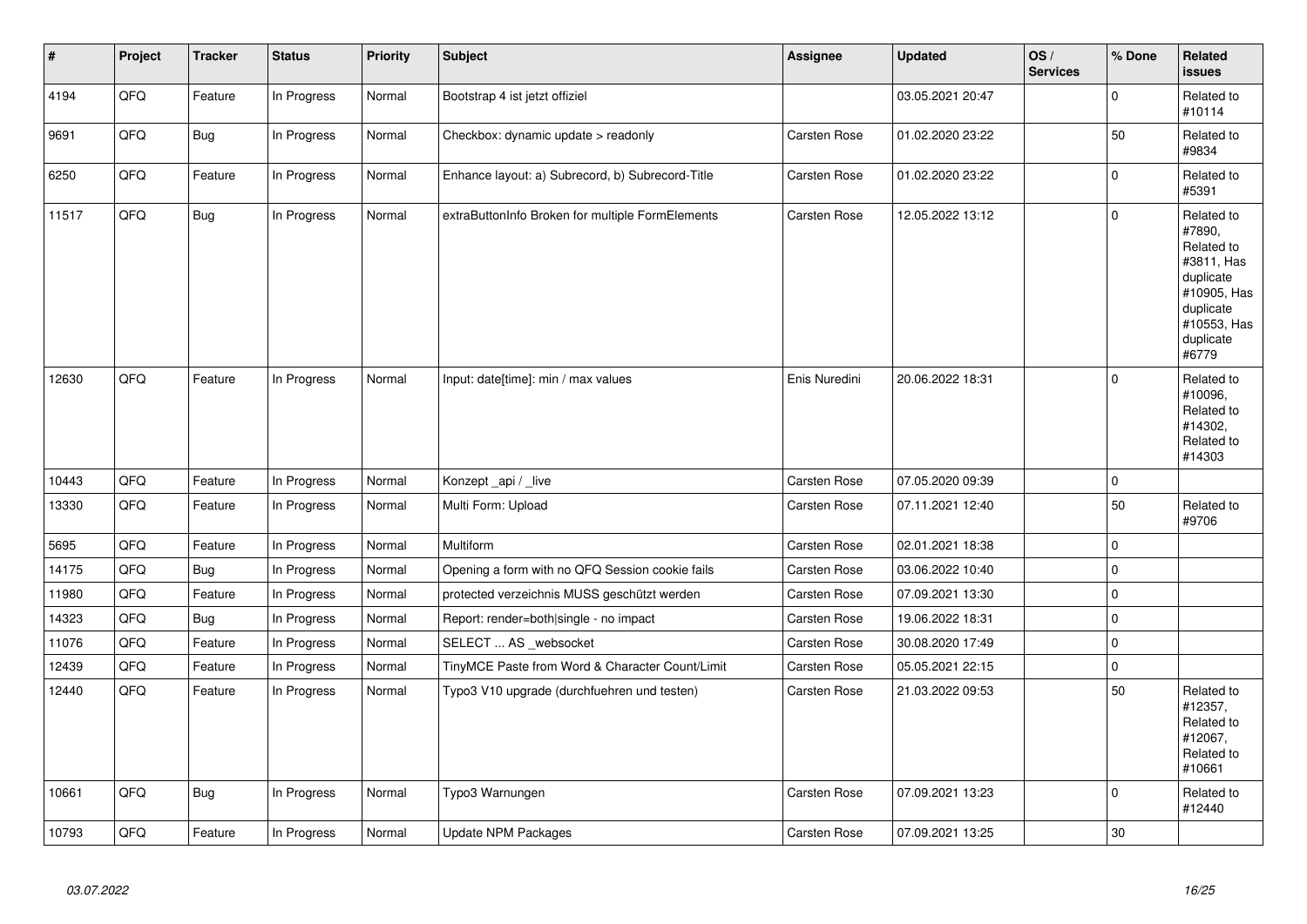| # | Project | Tracker | Status | Priority | Subject | Assignee | Updated | OS / Services | % Done | Related issues |
|---|---|---|---|---|---|---|---|---|---|---|
| 4194 | QFQ | Feature | In Progress | Normal | Bootstrap 4 ist jetzt offiziel | | 03.05.2021 20:47 | | 0 | Related to #10114 |
| 9691 | QFQ | Bug | In Progress | Normal | Checkbox: dynamic update > readonly | Carsten Rose | 01.02.2020 23:22 | | 50 | Related to #9834 |
| 6250 | QFQ | Feature | In Progress | Normal | Enhance layout: a) Subrecord, b) Subrecord-Title | Carsten Rose | 01.02.2020 23:22 | | 0 | Related to #5391 |
| 11517 | QFQ | Bug | In Progress | Normal | extraButtonInfo Broken for multiple FormElements | Carsten Rose | 12.05.2022 13:12 | | 0 | Related to #7890, Related to #3811, Has duplicate #10905, Has duplicate #10553, Has duplicate #6779 |
| 12630 | QFQ | Feature | In Progress | Normal | Input: date[time]: min / max values | Enis Nuredini | 20.06.2022 18:31 | | 0 | Related to #10096, Related to #14302, Related to #14303 |
| 10443 | QFQ | Feature | In Progress | Normal | Konzept _api / _live | Carsten Rose | 07.05.2020 09:39 | | 0 | |
| 13330 | QFQ | Feature | In Progress | Normal | Multi Form: Upload | Carsten Rose | 07.11.2021 12:40 | | 50 | Related to #9706 |
| 5695 | QFQ | Feature | In Progress | Normal | Multiform | Carsten Rose | 02.01.2021 18:38 | | 0 | |
| 14175 | QFQ | Bug | In Progress | Normal | Opening a form with no QFQ Session cookie fails | Carsten Rose | 03.06.2022 10:40 | | 0 | |
| 11980 | QFQ | Feature | In Progress | Normal | protected verzeichnis MUSS geschützt werden | Carsten Rose | 07.09.2021 13:30 | | 0 | |
| 14323 | QFQ | Bug | In Progress | Normal | Report: render=both\|single - no impact | Carsten Rose | 19.06.2022 18:31 | | 0 | |
| 11076 | QFQ | Feature | In Progress | Normal | SELECT ... AS _websocket | Carsten Rose | 30.08.2020 17:49 | | 0 | |
| 12439 | QFQ | Feature | In Progress | Normal | TinyMCE Paste from Word & Character Count/Limit | Carsten Rose | 05.05.2021 22:15 | | 0 | |
| 12440 | QFQ | Feature | In Progress | Normal | Typo3 V10 upgrade (durchfuehren und testen) | Carsten Rose | 21.03.2022 09:53 | | 50 | Related to #12357, Related to #12067, Related to #10661 |
| 10661 | QFQ | Bug | In Progress | Normal | Typo3 Warnungen | Carsten Rose | 07.09.2021 13:23 | | 0 | Related to #12440 |
| 10793 | QFQ | Feature | In Progress | Normal | Update NPM Packages | Carsten Rose | 07.09.2021 13:25 | | 30 | |

*03.07.2022*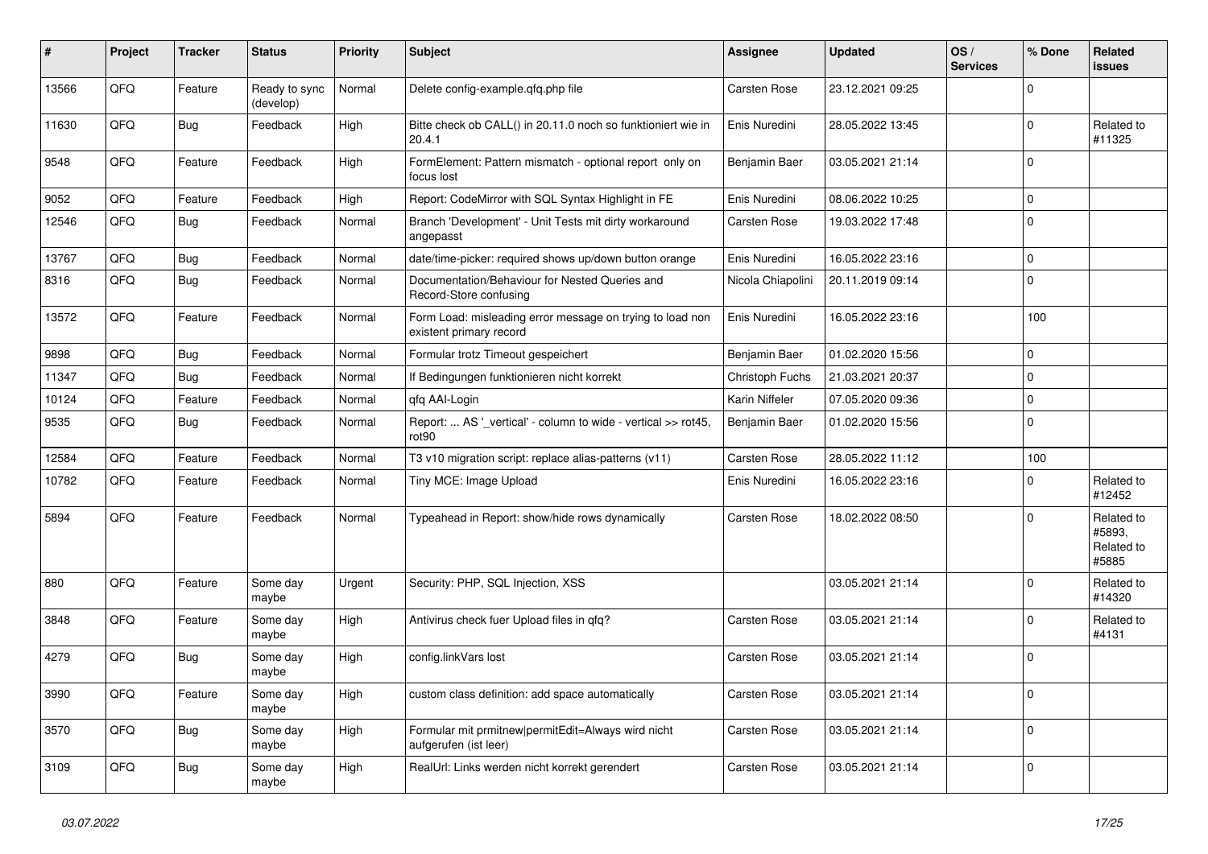| # | Project | Tracker | Status | Priority | Subject | Assignee | Updated | OS / Services | % Done | Related issues |
|---|---|---|---|---|---|---|---|---|---|---|
| 13566 | QFQ | Feature | Ready to sync (develop) | Normal | Delete config-example.qfq.php file | Carsten Rose | 23.12.2021 09:25 | | 0 | |
| 11630 | QFQ | Bug | Feedback | High | Bitte check ob CALL() in 20.11.0 noch so funktioniert wie in 20.4.1 | Enis Nuredini | 28.05.2022 13:45 | | 0 | Related to #11325 |
| 9548 | QFQ | Feature | Feedback | High | FormElement: Pattern mismatch - optional report only on focus lost | Benjamin Baer | 03.05.2021 21:14 | | 0 | |
| 9052 | QFQ | Feature | Feedback | High | Report: CodeMirror with SQL Syntax Highlight in FE | Enis Nuredini | 08.06.2022 10:25 | | 0 | |
| 12546 | QFQ | Bug | Feedback | Normal | Branch 'Development' - Unit Tests mit dirty workaround angepasst | Carsten Rose | 19.03.2022 17:48 | | 0 | |
| 13767 | QFQ | Bug | Feedback | Normal | date/time-picker: required shows up/down button orange | Enis Nuredini | 16.05.2022 23:16 | | 0 | |
| 8316 | QFQ | Bug | Feedback | Normal | Documentation/Behaviour for Nested Queries and Record-Store confusing | Nicola Chiapolini | 20.11.2019 09:14 | | 0 | |
| 13572 | QFQ | Feature | Feedback | Normal | Form Load: misleading error message on trying to load non existent primary record | Enis Nuredini | 16.05.2022 23:16 | | 100 | |
| 9898 | QFQ | Bug | Feedback | Normal | Formular trotz Timeout gespeichert | Benjamin Baer | 01.02.2020 15:56 | | 0 | |
| 11347 | QFQ | Bug | Feedback | Normal | If Bedingungen funktionieren nicht korrekt | Christoph Fuchs | 21.03.2021 20:37 | | 0 | |
| 10124 | QFQ | Feature | Feedback | Normal | qfq AAI-Login | Karin Niffeler | 07.05.2020 09:36 | | 0 | |
| 9535 | QFQ | Bug | Feedback | Normal | Report: ... AS '_vertical' - column to wide - vertical >> rot45, rot90 | Benjamin Baer | 01.02.2020 15:56 | | 0 | |
| 12584 | QFQ | Feature | Feedback | Normal | T3 v10 migration script: replace alias-patterns (v11) | Carsten Rose | 28.05.2022 11:12 | | 100 | |
| 10782 | QFQ | Feature | Feedback | Normal | Tiny MCE: Image Upload | Enis Nuredini | 16.05.2022 23:16 | | 0 | Related to #12452 |
| 5894 | QFQ | Feature | Feedback | Normal | Typeahead in Report: show/hide rows dynamically | Carsten Rose | 18.02.2022 08:50 | | 0 | Related to #5893, Related to #5885 |
| 880 | QFQ | Feature | Some day maybe | Urgent | Security: PHP, SQL Injection, XSS | | 03.05.2021 21:14 | | 0 | Related to #14320 |
| 3848 | QFQ | Feature | Some day maybe | High | Antivirus check fuer Upload files in qfq? | Carsten Rose | 03.05.2021 21:14 | | 0 | Related to #4131 |
| 4279 | QFQ | Bug | Some day maybe | High | config.linkVars lost | Carsten Rose | 03.05.2021 21:14 | | 0 | |
| 3990 | QFQ | Feature | Some day maybe | High | custom class definition: add space automatically | Carsten Rose | 03.05.2021 21:14 | | 0 | |
| 3570 | QFQ | Bug | Some day maybe | High | Formular mit prmitnew\|permitEdit=Always wird nicht aufgerufen (ist leer) | Carsten Rose | 03.05.2021 21:14 | | 0 | |
| 3109 | QFQ | Bug | Some day maybe | High | RealUrl: Links werden nicht korrekt gerendert | Carsten Rose | 03.05.2021 21:14 | | 0 | |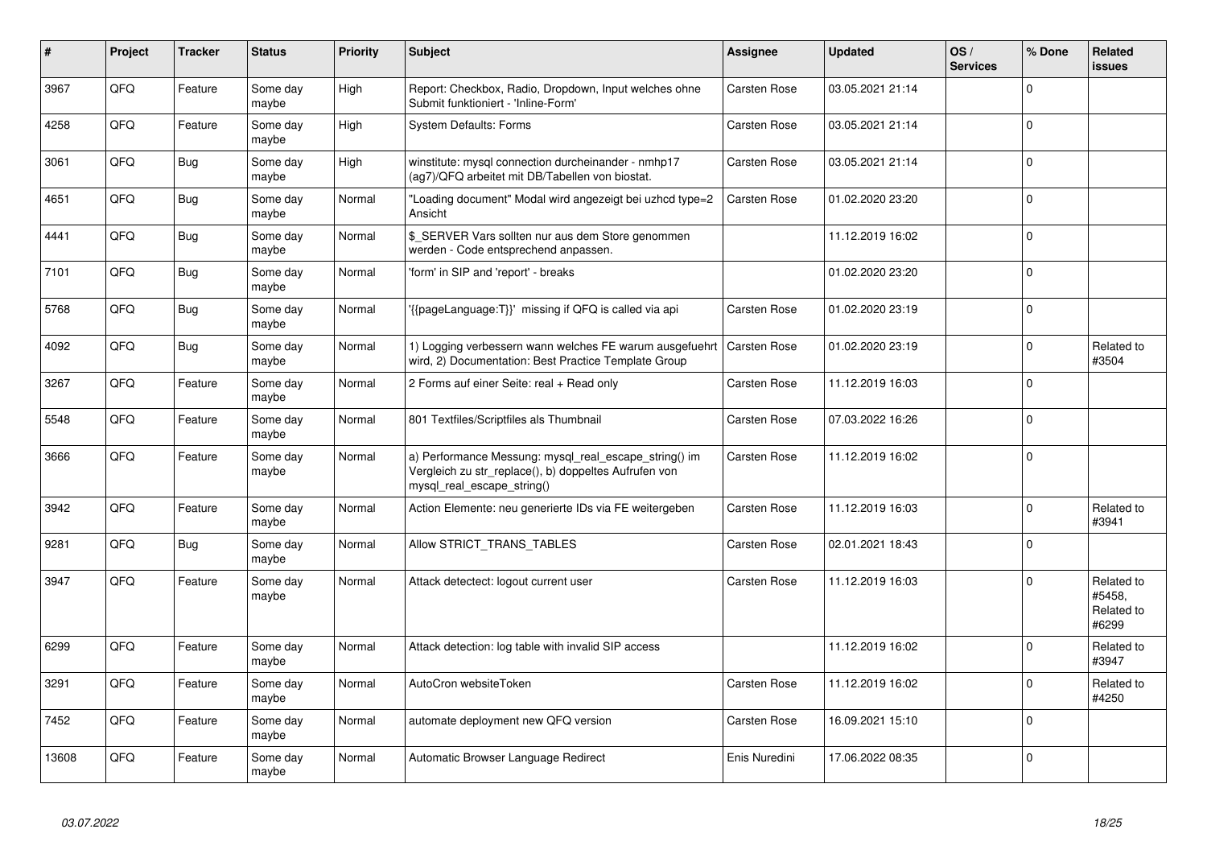| # | Project | Tracker | Status | Priority | Subject | Assignee | Updated | OS / Services | % Done | Related issues |
|---|---|---|---|---|---|---|---|---|---|---|
| 3967 | QFQ | Feature | Some day maybe | High | Report: Checkbox, Radio, Dropdown, Input welches ohne Submit funktioniert - 'Inline-Form' | Carsten Rose | 03.05.2021 21:14 | | 0 | |
| 4258 | QFQ | Feature | Some day maybe | High | System Defaults: Forms | Carsten Rose | 03.05.2021 21:14 | | 0 | |
| 3061 | QFQ | Bug | Some day maybe | High | winstitute: mysql connection durcheinander - nmhp17 (ag7)/QFQ arbeitet mit DB/Tabellen von biostat. | Carsten Rose | 03.05.2021 21:14 | | 0 | |
| 4651 | QFQ | Bug | Some day maybe | Normal | "Loading document" Modal wird angezeigt bei uzhcd type=2 Ansicht | Carsten Rose | 01.02.2020 23:20 | | 0 | |
| 4441 | QFQ | Bug | Some day maybe | Normal | $_SERVER Vars sollten nur aus dem Store genommen werden - Code entsprechend anpassen. | | 11.12.2019 16:02 | | 0 | |
| 7101 | QFQ | Bug | Some day maybe | Normal | 'form' in SIP and 'report' - breaks | | 01.02.2020 23:20 | | 0 | |
| 5768 | QFQ | Bug | Some day maybe | Normal | '{{pageLanguage:T}}' missing if QFQ is called via api | Carsten Rose | 01.02.2020 23:19 | | 0 | |
| 4092 | QFQ | Bug | Some day maybe | Normal | 1) Logging verbessern wann welches FE warum ausgefuehrt wird, 2) Documentation: Best Practice Template Group | Carsten Rose | 01.02.2020 23:19 | | 0 | Related to #3504 |
| 3267 | QFQ | Feature | Some day maybe | Normal | 2 Forms auf einer Seite: real + Read only | Carsten Rose | 11.12.2019 16:03 | | 0 | |
| 5548 | QFQ | Feature | Some day maybe | Normal | 801 Textfiles/Scriptfiles als Thumbnail | Carsten Rose | 07.03.2022 16:26 | | 0 | |
| 3666 | QFQ | Feature | Some day maybe | Normal | a) Performance Messung: mysql_real_escape_string() im Vergleich zu str_replace(), b) doppeltes Aufrufen von mysql_real_escape_string() | Carsten Rose | 11.12.2019 16:02 | | 0 | |
| 3942 | QFQ | Feature | Some day maybe | Normal | Action Elemente: neu generierte IDs via FE weitergeben | Carsten Rose | 11.12.2019 16:03 | | 0 | Related to #3941 |
| 9281 | QFQ | Bug | Some day maybe | Normal | Allow STRICT_TRANS_TABLES | Carsten Rose | 02.01.2021 18:43 | | 0 | |
| 3947 | QFQ | Feature | Some day maybe | Normal | Attack detectect: logout current user | Carsten Rose | 11.12.2019 16:03 | | 0 | Related to #5458, Related to #6299 |
| 6299 | QFQ | Feature | Some day maybe | Normal | Attack detection: log table with invalid SIP access | | 11.12.2019 16:02 | | 0 | Related to #3947 |
| 3291 | QFQ | Feature | Some day maybe | Normal | AutoCron websiteToken | Carsten Rose | 11.12.2019 16:02 | | 0 | Related to #4250 |
| 7452 | QFQ | Feature | Some day maybe | Normal | automate deployment new QFQ version | Carsten Rose | 16.09.2021 15:10 | | 0 | |
| 13608 | QFQ | Feature | Some day maybe | Normal | Automatic Browser Language Redirect | Enis Nuredini | 17.06.2022 08:35 | | 0 | |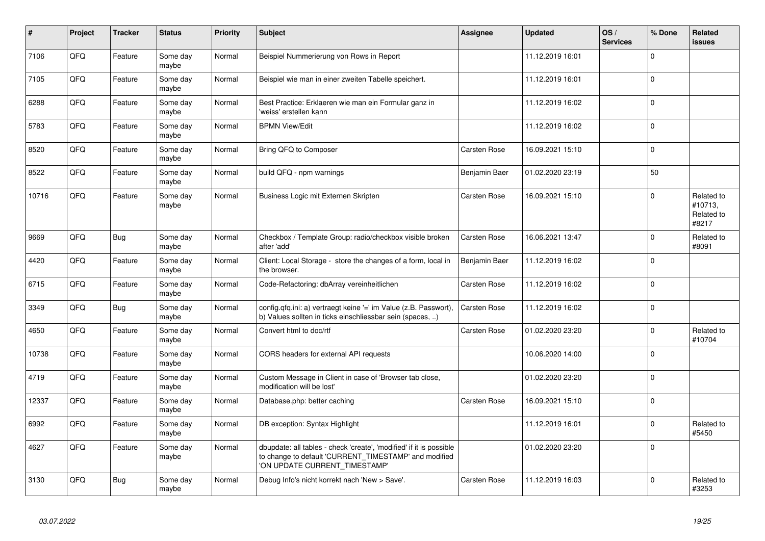| # | Project | Tracker | Status | Priority | Subject | Assignee | Updated | OS / Services | % Done | Related issues |
|---|---|---|---|---|---|---|---|---|---|---|
| 7106 | QFQ | Feature | Some day maybe | Normal | Beispiel Nummerierung von Rows in Report | | 11.12.2019 16:01 | | 0 | |
| 7105 | QFQ | Feature | Some day maybe | Normal | Beispiel wie man in einer zweiten Tabelle speichert. | | 11.12.2019 16:01 | | 0 | |
| 6288 | QFQ | Feature | Some day maybe | Normal | Best Practice: Erklaeren wie man ein Formular ganz in 'weiss' erstellen kann | | 11.12.2019 16:02 | | 0 | |
| 5783 | QFQ | Feature | Some day maybe | Normal | BPMN View/Edit | | 11.12.2019 16:02 | | 0 | |
| 8520 | QFQ | Feature | Some day maybe | Normal | Bring QFQ to Composer | Carsten Rose | 16.09.2021 15:10 | | 0 | |
| 8522 | QFQ | Feature | Some day maybe | Normal | build QFQ - npm warnings | Benjamin Baer | 01.02.2020 23:19 | | 50 | |
| 10716 | QFQ | Feature | Some day maybe | Normal | Business Logic mit Externen Skripten | Carsten Rose | 16.09.2021 15:10 | | 0 | Related to #10713, Related to #8217 |
| 9669 | QFQ | Bug | Some day maybe | Normal | Checkbox / Template Group: radio/checkbox visible broken after 'add' | Carsten Rose | 16.06.2021 13:47 | | 0 | Related to #8091 |
| 4420 | QFQ | Feature | Some day maybe | Normal | Client: Local Storage - store the changes of a form, local in the browser. | Benjamin Baer | 11.12.2019 16:02 | | 0 | |
| 6715 | QFQ | Feature | Some day maybe | Normal | Code-Refactoring: dbArray vereinheitlichen | Carsten Rose | 11.12.2019 16:02 | | 0 | |
| 3349 | QFQ | Bug | Some day maybe | Normal | config.qfq.ini: a) vertraegt keine '=' im Value (z.B. Passwort), b) Values sollten in ticks einschliessbar sein (spaces, ..) | Carsten Rose | 11.12.2019 16:02 | | 0 | |
| 4650 | QFQ | Feature | Some day maybe | Normal | Convert html to doc/rtf | Carsten Rose | 01.02.2020 23:20 | | 0 | Related to #10704 |
| 10738 | QFQ | Feature | Some day maybe | Normal | CORS headers for external API requests | | 10.06.2020 14:00 | | 0 | |
| 4719 | QFQ | Feature | Some day maybe | Normal | Custom Message in Client in case of 'Browser tab close, modification will be lost' | | 01.02.2020 23:20 | | 0 | |
| 12337 | QFQ | Feature | Some day maybe | Normal | Database.php: better caching | Carsten Rose | 16.09.2021 15:10 | | 0 | |
| 6992 | QFQ | Feature | Some day maybe | Normal | DB exception: Syntax Highlight | | 11.12.2019 16:01 | | 0 | Related to #5450 |
| 4627 | QFQ | Feature | Some day maybe | Normal | dbupdate: all tables - check 'create', 'modified' if it is possible to change to default 'CURRENT_TIMESTAMP' and modified 'ON UPDATE CURRENT_TIMESTAMP' | | 01.02.2020 23:20 | | 0 | |
| 3130 | QFQ | Bug | Some day maybe | Normal | Debug Info's nicht korrekt nach 'New > Save'. | Carsten Rose | 11.12.2019 16:03 | | 0 | Related to #3253 |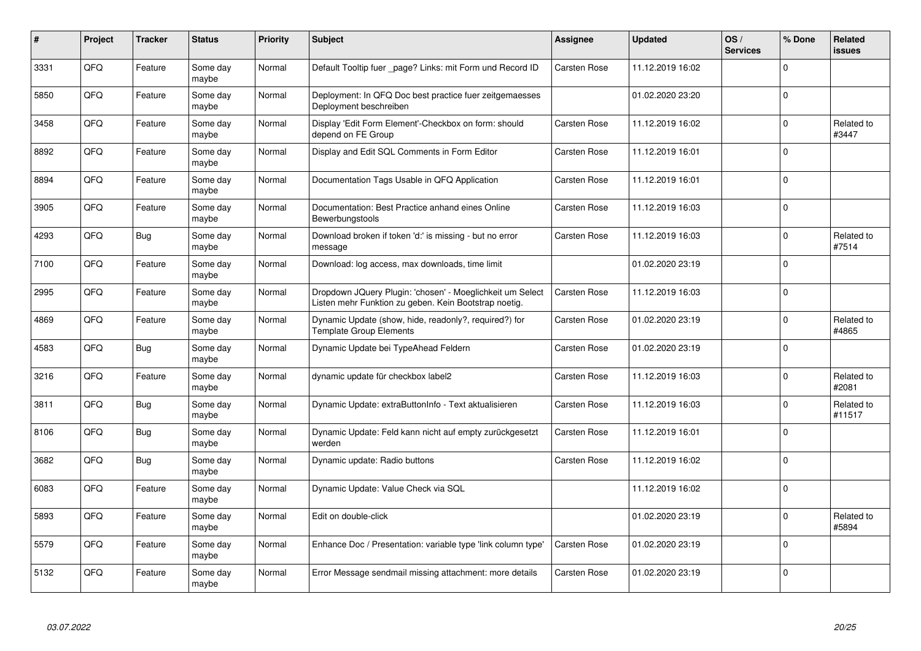| # | Project | Tracker | Status | Priority | Subject | Assignee | Updated | OS / Services | % Done | Related issues |
|---|---|---|---|---|---|---|---|---|---|---|
| 3331 | QFQ | Feature | Some day maybe | Normal | Default Tooltip fuer _page? Links: mit Form und Record ID | Carsten Rose | 11.12.2019 16:02 | | 0 | |
| 5850 | QFQ | Feature | Some day maybe | Normal | Deployment: In QFQ Doc best practice fuer zeitgemaesses Deployment beschreiben | | 01.02.2020 23:20 | | 0 | |
| 3458 | QFQ | Feature | Some day maybe | Normal | Display 'Edit Form Element'-Checkbox on form: should depend on FE Group | Carsten Rose | 11.12.2019 16:02 | | 0 | Related to #3447 |
| 8892 | QFQ | Feature | Some day maybe | Normal | Display and Edit SQL Comments in Form Editor | Carsten Rose | 11.12.2019 16:01 | | 0 | |
| 8894 | QFQ | Feature | Some day maybe | Normal | Documentation Tags Usable in QFQ Application | Carsten Rose | 11.12.2019 16:01 | | 0 | |
| 3905 | QFQ | Feature | Some day maybe | Normal | Documentation: Best Practice anhand eines Online Bewerbungstools | Carsten Rose | 11.12.2019 16:03 | | 0 | |
| 4293 | QFQ | Bug | Some day maybe | Normal | Download broken if token 'd:' is missing - but no error message | Carsten Rose | 11.12.2019 16:03 | | 0 | Related to #7514 |
| 7100 | QFQ | Feature | Some day maybe | Normal | Download: log access, max downloads, time limit | | 01.02.2020 23:19 | | 0 | |
| 2995 | QFQ | Feature | Some day maybe | Normal | Dropdown JQuery Plugin: 'chosen' - Moeglichkeit um Select Listen mehr Funktion zu geben. Kein Bootstrap noetig. | Carsten Rose | 11.12.2019 16:03 | | 0 | |
| 4869 | QFQ | Feature | Some day maybe | Normal | Dynamic Update (show, hide, readonly?, required?) for Template Group Elements | Carsten Rose | 01.02.2020 23:19 | | 0 | Related to #4865 |
| 4583 | QFQ | Bug | Some day maybe | Normal | Dynamic Update bei TypeAhead Feldern | Carsten Rose | 01.02.2020 23:19 | | 0 | |
| 3216 | QFQ | Feature | Some day maybe | Normal | dynamic update für checkbox label2 | Carsten Rose | 11.12.2019 16:03 | | 0 | Related to #2081 |
| 3811 | QFQ | Bug | Some day maybe | Normal | Dynamic Update: extraButtonInfo - Text aktualisieren | Carsten Rose | 11.12.2019 16:03 | | 0 | Related to #11517 |
| 8106 | QFQ | Bug | Some day maybe | Normal | Dynamic Update: Feld kann nicht auf empty zurückgesetzt werden | Carsten Rose | 11.12.2019 16:01 | | 0 | |
| 3682 | QFQ | Bug | Some day maybe | Normal | Dynamic update: Radio buttons | Carsten Rose | 11.12.2019 16:02 | | 0 | |
| 6083 | QFQ | Feature | Some day maybe | Normal | Dynamic Update: Value Check via SQL | | 11.12.2019 16:02 | | 0 | |
| 5893 | QFQ | Feature | Some day maybe | Normal | Edit on double-click | | 01.02.2020 23:19 | | 0 | Related to #5894 |
| 5579 | QFQ | Feature | Some day maybe | Normal | Enhance Doc / Presentation: variable type 'link column type' | Carsten Rose | 01.02.2020 23:19 | | 0 | |
| 5132 | QFQ | Feature | Some day maybe | Normal | Error Message sendmail missing attachment: more details | Carsten Rose | 01.02.2020 23:19 | | 0 | |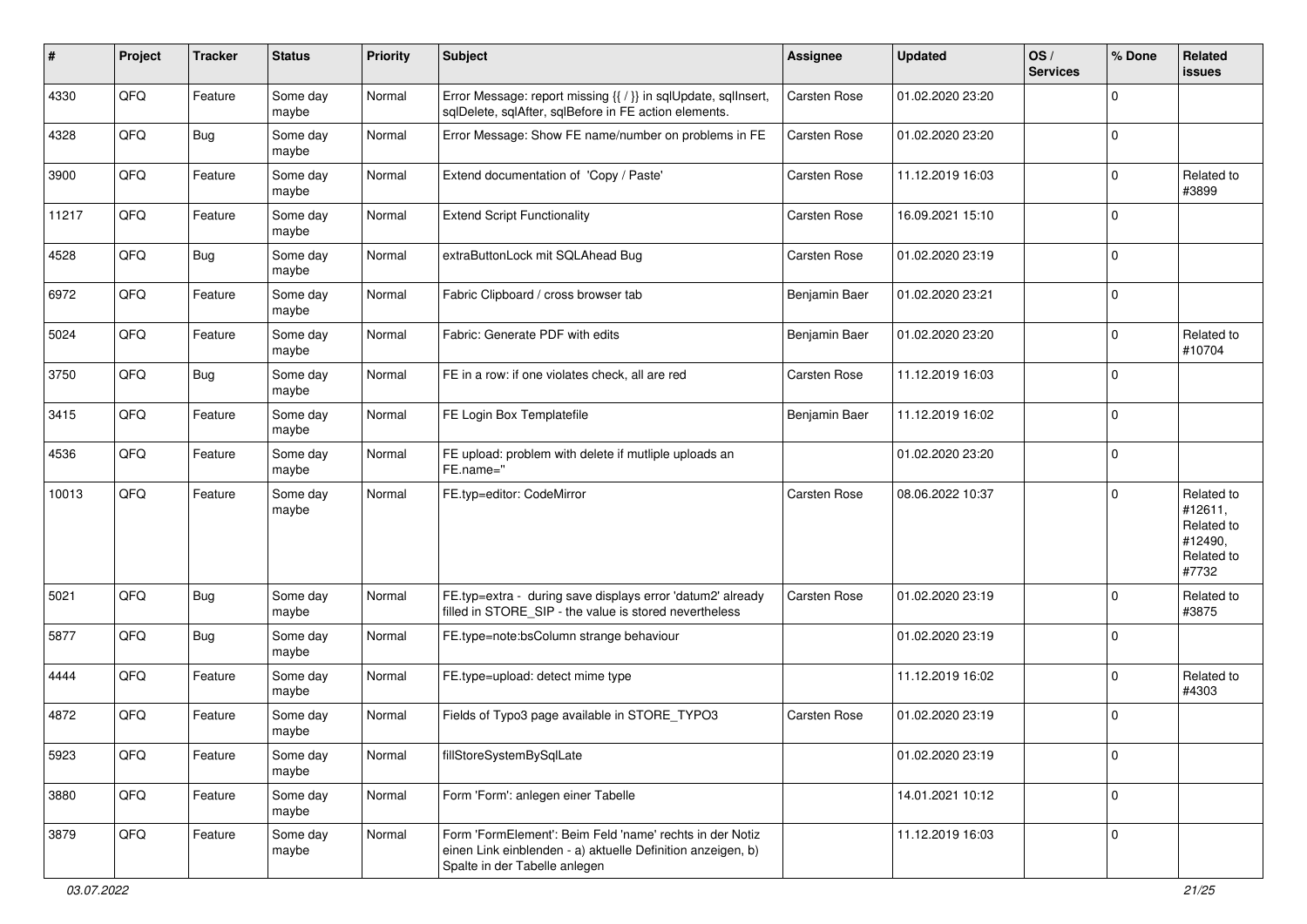| # | Project | Tracker | Status | Priority | Subject | Assignee | Updated | OS / Services | % Done | Related issues |
|---|---|---|---|---|---|---|---|---|---|---|
| 4330 | QFQ | Feature | Some day maybe | Normal | Error Message: report missing {{ / }} in sqlUpdate, sqlInsert, sqlDelete, sqlAfter, sqlBefore in FE action elements. | Carsten Rose | 01.02.2020 23:20 | | 0 | |
| 4328 | QFQ | Bug | Some day maybe | Normal | Error Message: Show FE name/number on problems in FE | Carsten Rose | 01.02.2020 23:20 | | 0 | |
| 3900 | QFQ | Feature | Some day maybe | Normal | Extend documentation of 'Copy / Paste' | Carsten Rose | 11.12.2019 16:03 | | 0 | Related to #3899 |
| 11217 | QFQ | Feature | Some day maybe | Normal | Extend Script Functionality | Carsten Rose | 16.09.2021 15:10 | | 0 | |
| 4528 | QFQ | Bug | Some day maybe | Normal | extraButtonLock mit SQLAhead Bug | Carsten Rose | 01.02.2020 23:19 | | 0 | |
| 6972 | QFQ | Feature | Some day maybe | Normal | Fabric Clipboard / cross browser tab | Benjamin Baer | 01.02.2020 23:21 | | 0 | |
| 5024 | QFQ | Feature | Some day maybe | Normal | Fabric: Generate PDF with edits | Benjamin Baer | 01.02.2020 23:20 | | 0 | Related to #10704 |
| 3750 | QFQ | Bug | Some day maybe | Normal | FE in a row: if one violates check, all are red | Carsten Rose | 11.12.2019 16:03 | | 0 | |
| 3415 | QFQ | Feature | Some day maybe | Normal | FE Login Box Templatefile | Benjamin Baer | 11.12.2019 16:02 | | 0 | |
| 4536 | QFQ | Feature | Some day maybe | Normal | FE upload: problem with delete if mutliple uploads an FE.name=" | | 01.02.2020 23:20 | | 0 | |
| 10013 | QFQ | Feature | Some day maybe | Normal | FE.typ=editor: CodeMirror | Carsten Rose | 08.06.2022 10:37 | | 0 | Related to #12611, Related to #12490, Related to #7732 |
| 5021 | QFQ | Bug | Some day maybe | Normal | FE.typ=extra - during save displays error 'datum2' already filled in STORE_SIP - the value is stored nevertheless | Carsten Rose | 01.02.2020 23:19 | | 0 | Related to #3875 |
| 5877 | QFQ | Bug | Some day maybe | Normal | FE.type=note:bsColumn strange behaviour | | 01.02.2020 23:19 | | 0 | |
| 4444 | QFQ | Feature | Some day maybe | Normal | FE.type=upload: detect mime type | | 11.12.2019 16:02 | | 0 | Related to #4303 |
| 4872 | QFQ | Feature | Some day maybe | Normal | Fields of Typo3 page available in STORE_TYPO3 | Carsten Rose | 01.02.2020 23:19 | | 0 | |
| 5923 | QFQ | Feature | Some day maybe | Normal | fillStoreSystemBySqlLate | | 01.02.2020 23:19 | | 0 | |
| 3880 | QFQ | Feature | Some day maybe | Normal | Form 'Form': anlegen einer Tabelle | | 14.01.2021 10:12 | | 0 | |
| 3879 | QFQ | Feature | Some day maybe | Normal | Form 'FormElement': Beim Feld 'name' rechts in der Notiz einen Link einblenden - a) aktuelle Definition anzeigen, b) Spalte in der Tabelle anlegen | | 11.12.2019 16:03 | | 0 | |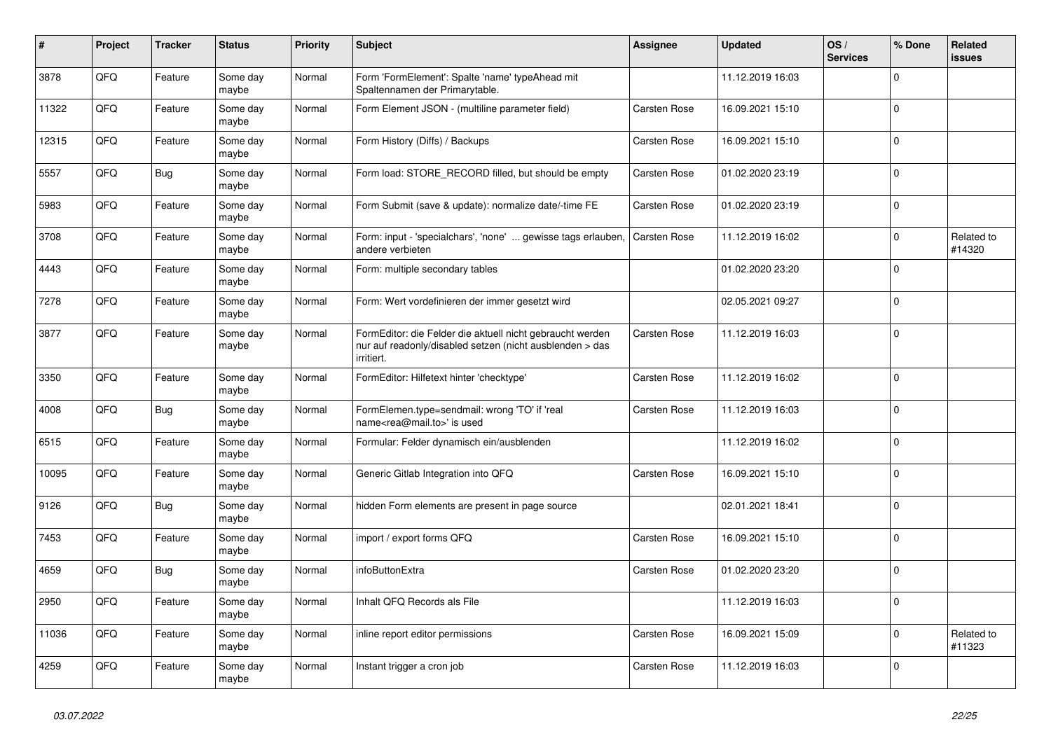| # | Project | Tracker | Status | Priority | Subject | Assignee | Updated | OS / Services | % Done | Related issues |
|---|---|---|---|---|---|---|---|---|---|---|
| 3878 | QFQ | Feature | Some day maybe | Normal | Form 'FormElement': Spalte 'name' typeAhead mit Spaltennamen der Primarytable. | | 11.12.2019 16:03 | | 0 | |
| 11322 | QFQ | Feature | Some day maybe | Normal | Form Element JSON - (multiline parameter field) | Carsten Rose | 16.09.2021 15:10 | | 0 | |
| 12315 | QFQ | Feature | Some day maybe | Normal | Form History (Diffs) / Backups | Carsten Rose | 16.09.2021 15:10 | | 0 | |
| 5557 | QFQ | Bug | Some day maybe | Normal | Form load: STORE_RECORD filled, but should be empty | Carsten Rose | 01.02.2020 23:19 | | 0 | |
| 5983 | QFQ | Feature | Some day maybe | Normal | Form Submit (save & update): normalize date/-time FE | Carsten Rose | 01.02.2020 23:19 | | 0 | |
| 3708 | QFQ | Feature | Some day maybe | Normal | Form: input - 'specialchars', 'none' ... gewisse tags erlauben, andere verbieten | Carsten Rose | 11.12.2019 16:02 | | 0 | Related to #14320 |
| 4443 | QFQ | Feature | Some day maybe | Normal | Form: multiple secondary tables | | 01.02.2020 23:20 | | 0 | |
| 7278 | QFQ | Feature | Some day maybe | Normal | Form: Wert vordefinieren der immer gesetzt wird | | 02.05.2021 09:27 | | 0 | |
| 3877 | QFQ | Feature | Some day maybe | Normal | FormEditor: die Felder die aktuell nicht gebraucht werden nur auf readonly/disabled setzen (nicht ausblenden > das irritiert. | Carsten Rose | 11.12.2019 16:03 | | 0 | |
| 3350 | QFQ | Feature | Some day maybe | Normal | FormEditor: Hilfetext hinter 'checktype' | Carsten Rose | 11.12.2019 16:02 | | 0 | |
| 4008 | QFQ | Bug | Some day maybe | Normal | FormElemen.type=sendmail: wrong 'TO' if 'real name<rea@mail.to>' is used | Carsten Rose | 11.12.2019 16:03 | | 0 | |
| 6515 | QFQ | Feature | Some day maybe | Normal | Formular: Felder dynamisch ein/ausblenden | | 11.12.2019 16:02 | | 0 | |
| 10095 | QFQ | Feature | Some day maybe | Normal | Generic Gitlab Integration into QFQ | Carsten Rose | 16.09.2021 15:10 | | 0 | |
| 9126 | QFQ | Bug | Some day maybe | Normal | hidden Form elements are present in page source | | 02.01.2021 18:41 | | 0 | |
| 7453 | QFQ | Feature | Some day maybe | Normal | import / export forms QFQ | Carsten Rose | 16.09.2021 15:10 | | 0 | |
| 4659 | QFQ | Bug | Some day maybe | Normal | infoButtonExtra | Carsten Rose | 01.02.2020 23:20 | | 0 | |
| 2950 | QFQ | Feature | Some day maybe | Normal | Inhalt QFQ Records als File | | 11.12.2019 16:03 | | 0 | |
| 11036 | QFQ | Feature | Some day maybe | Normal | inline report editor permissions | Carsten Rose | 16.09.2021 15:09 | | 0 | Related to #11323 |
| 4259 | QFQ | Feature | Some day maybe | Normal | Instant trigger a cron job | Carsten Rose | 11.12.2019 16:03 | | 0 | |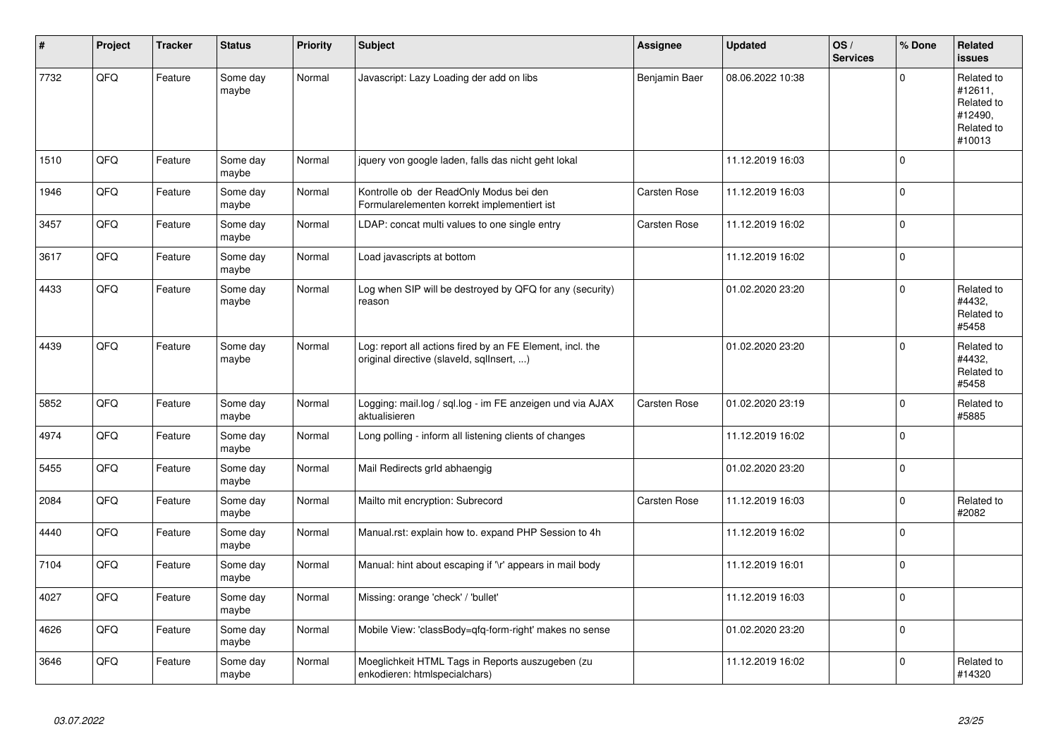| # | Project | Tracker | Status | Priority | Subject | Assignee | Updated | OS / Services | % Done | Related issues |
|---|---|---|---|---|---|---|---|---|---|---|
| 7732 | QFQ | Feature | Some day maybe | Normal | Javascript: Lazy Loading der add on libs | Benjamin Baer | 08.06.2022 10:38 | | 0 | Related to #12611, Related to #12490, Related to #10013 |
| 1510 | QFQ | Feature | Some day maybe | Normal | jquery von google laden, falls das nicht geht lokal | | 11.12.2019 16:03 | | 0 | |
| 1946 | QFQ | Feature | Some day maybe | Normal | Kontrolle ob der ReadOnly Modus bei den Formularelementen korrekt implementiert ist | Carsten Rose | 11.12.2019 16:03 | | 0 | |
| 3457 | QFQ | Feature | Some day maybe | Normal | LDAP: concat multi values to one single entry | Carsten Rose | 11.12.2019 16:02 | | 0 | |
| 3617 | QFQ | Feature | Some day maybe | Normal | Load javascripts at bottom | | 11.12.2019 16:02 | | 0 | |
| 4433 | QFQ | Feature | Some day maybe | Normal | Log when SIP will be destroyed by QFQ for any (security) reason | | 01.02.2020 23:20 | | 0 | Related to #4432, Related to #5458 |
| 4439 | QFQ | Feature | Some day maybe | Normal | Log: report all actions fired by an FE Element, incl. the original directive (slaveId, sqlInsert, ...) | | 01.02.2020 23:20 | | 0 | Related to #4432, Related to #5458 |
| 5852 | QFQ | Feature | Some day maybe | Normal | Logging: mail.log / sql.log - im FE anzeigen und via AJAX aktualisieren | Carsten Rose | 01.02.2020 23:19 | | 0 | Related to #5885 |
| 4974 | QFQ | Feature | Some day maybe | Normal | Long polling - inform all listening clients of changes | | 11.12.2019 16:02 | | 0 | |
| 5455 | QFQ | Feature | Some day maybe | Normal | Mail Redirects grId abhaengig | | 01.02.2020 23:20 | | 0 | |
| 2084 | QFQ | Feature | Some day maybe | Normal | Mailto mit encryption: Subrecord | Carsten Rose | 11.12.2019 16:03 | | 0 | Related to #2082 |
| 4440 | QFQ | Feature | Some day maybe | Normal | Manual.rst: explain how to. expand PHP Session to 4h | | 11.12.2019 16:02 | | 0 | |
| 7104 | QFQ | Feature | Some day maybe | Normal | Manual: hint about escaping if '\r' appears in mail body | | 11.12.2019 16:01 | | 0 | |
| 4027 | QFQ | Feature | Some day maybe | Normal | Missing: orange 'check' / 'bullet' | | 11.12.2019 16:03 | | 0 | |
| 4626 | QFQ | Feature | Some day maybe | Normal | Mobile View: 'classBody=qfq-form-right' makes no sense | | 01.02.2020 23:20 | | 0 | |
| 3646 | QFQ | Feature | Some day maybe | Normal | Moeglichkeit HTML Tags in Reports auszugeben (zu enkodieren: htmlspecialchars) | | 11.12.2019 16:02 | | 0 | Related to #14320 |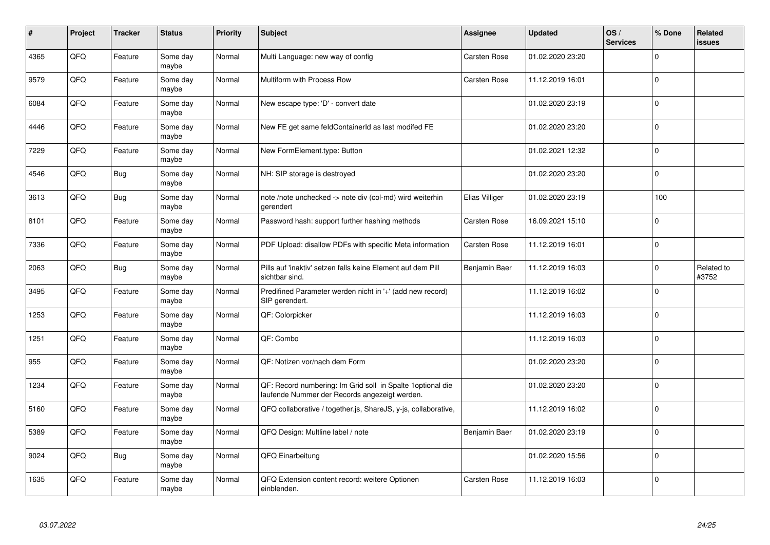| # | Project | Tracker | Status | Priority | Subject | Assignee | Updated | OS / Services | % Done | Related issues |
|---|---|---|---|---|---|---|---|---|---|---|
| 4365 | QFQ | Feature | Some day maybe | Normal | Multi Language: new way of config | Carsten Rose | 01.02.2020 23:20 | | 0 | |
| 9579 | QFQ | Feature | Some day maybe | Normal | Multiform with Process Row | Carsten Rose | 11.12.2019 16:01 | | 0 | |
| 6084 | QFQ | Feature | Some day maybe | Normal | New escape type: 'D' - convert date | | 01.02.2020 23:19 | | 0 | |
| 4446 | QFQ | Feature | Some day maybe | Normal | New FE get same feldContainerId as last modifed FE | | 01.02.2020 23:20 | | 0 | |
| 7229 | QFQ | Feature | Some day maybe | Normal | New FormElement.type: Button | | 01.02.2021 12:32 | | 0 | |
| 4546 | QFQ | Bug | Some day maybe | Normal | NH: SIP storage is destroyed | | 01.02.2020 23:20 | | 0 | |
| 3613 | QFQ | Bug | Some day maybe | Normal | note /note unchecked -> note div (col-md) wird weiterhin gerendert | Elias Villiger | 01.02.2020 23:19 | | 100 | |
| 8101 | QFQ | Feature | Some day maybe | Normal | Password hash: support further hashing methods | Carsten Rose | 16.09.2021 15:10 | | 0 | |
| 7336 | QFQ | Feature | Some day maybe | Normal | PDF Upload: disallow PDFs with specific Meta information | Carsten Rose | 11.12.2019 16:01 | | 0 | |
| 2063 | QFQ | Bug | Some day maybe | Normal | Pills auf 'inaktiv' setzen falls keine Element auf dem Pill sichtbar sind. | Benjamin Baer | 11.12.2019 16:03 | | 0 | Related to #3752 |
| 3495 | QFQ | Feature | Some day maybe | Normal | Predifined Parameter werden nicht in '+' (add new record) SIP gerendert. | | 11.12.2019 16:02 | | 0 | |
| 1253 | QFQ | Feature | Some day maybe | Normal | QF: Colorpicker | | 11.12.2019 16:03 | | 0 | |
| 1251 | QFQ | Feature | Some day maybe | Normal | QF: Combo | | 11.12.2019 16:03 | | 0 | |
| 955 | QFQ | Feature | Some day maybe | Normal | QF: Notizen vor/nach dem Form | | 01.02.2020 23:20 | | 0 | |
| 1234 | QFQ | Feature | Some day maybe | Normal | QF: Record numbering: Im Grid soll in Spalte 1optional die laufende Nummer der Records angezeigt werden. | | 01.02.2020 23:20 | | 0 | |
| 5160 | QFQ | Feature | Some day maybe | Normal | QFQ collaborative / together.js, ShareJS, y-js, collaborative, | | 11.12.2019 16:02 | | 0 | |
| 5389 | QFQ | Feature | Some day maybe | Normal | QFQ Design: Multline label / note | Benjamin Baer | 01.02.2020 23:19 | | 0 | |
| 9024 | QFQ | Bug | Some day maybe | Normal | QFQ Einarbeitung | | 01.02.2020 15:56 | | 0 | |
| 1635 | QFQ | Feature | Some day maybe | Normal | QFQ Extension content record: weitere Optionen einblenden. | Carsten Rose | 11.12.2019 16:03 | | 0 | |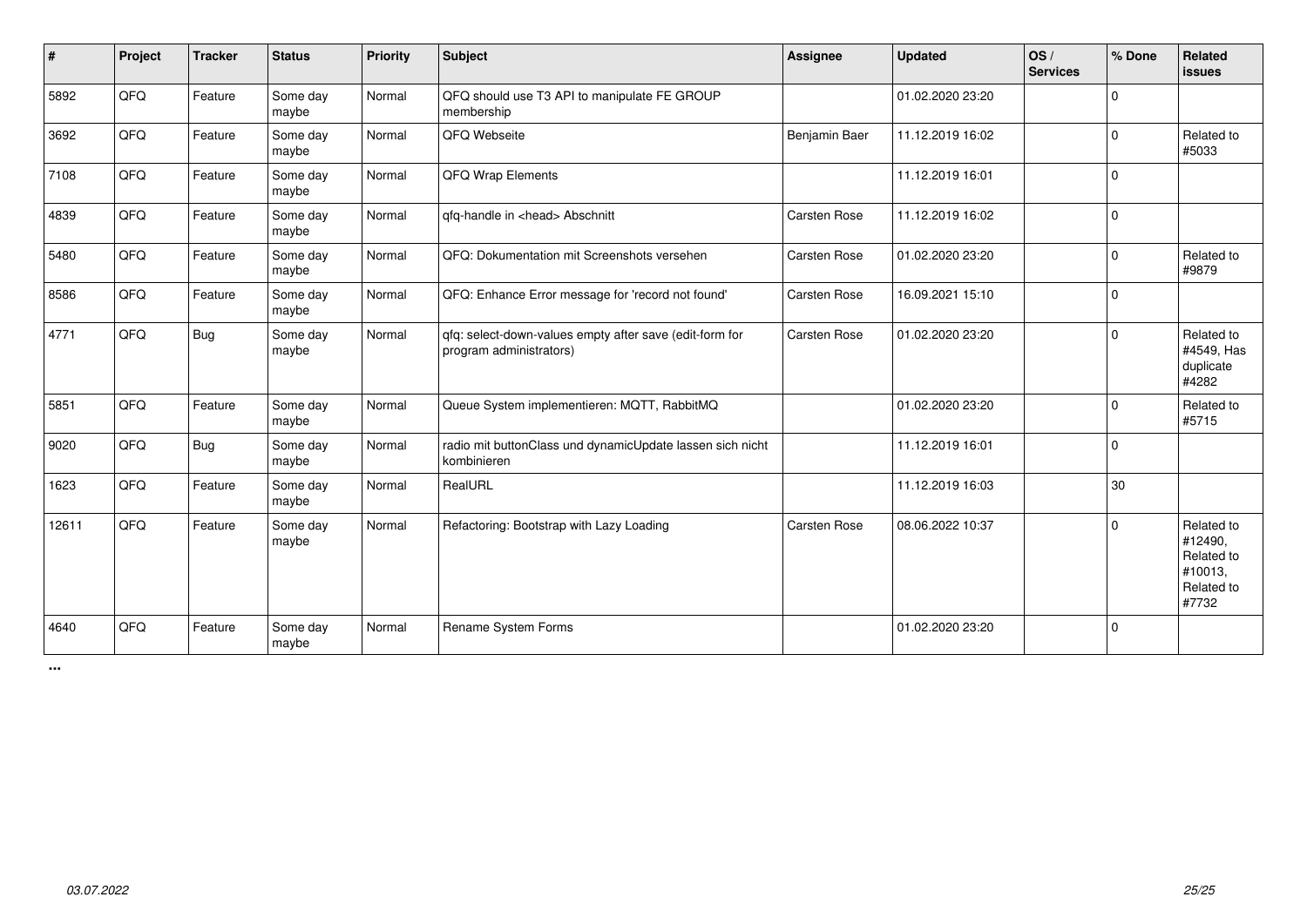| # | Project | Tracker | Status | Priority | Subject | Assignee | Updated | OS / Services | % Done | Related issues |
|---|---|---|---|---|---|---|---|---|---|---|
| 5892 | QFQ | Feature | Some day maybe | Normal | QFQ should use T3 API to manipulate FE GROUP membership | | 01.02.2020 23:20 | | 0 | |
| 3692 | QFQ | Feature | Some day maybe | Normal | QFQ Webseite | Benjamin Baer | 11.12.2019 16:02 | | 0 | Related to #5033 |
| 7108 | QFQ | Feature | Some day maybe | Normal | QFQ Wrap Elements | | 11.12.2019 16:01 | | 0 | |
| 4839 | QFQ | Feature | Some day maybe | Normal | qfq-handle in <head> Abschnitt | Carsten Rose | 11.12.2019 16:02 | | 0 | |
| 5480 | QFQ | Feature | Some day maybe | Normal | QFQ: Dokumentation mit Screenshots versehen | Carsten Rose | 01.02.2020 23:20 | | 0 | Related to #9879 |
| 8586 | QFQ | Feature | Some day maybe | Normal | QFQ: Enhance Error message for 'record not found' | Carsten Rose | 16.09.2021 15:10 | | 0 | |
| 4771 | QFQ | Bug | Some day maybe | Normal | qfq: select-down-values empty after save (edit-form for program administrators) | Carsten Rose | 01.02.2020 23:20 | | 0 | Related to #4549, Has duplicate #4282 |
| 5851 | QFQ | Feature | Some day maybe | Normal | Queue System implementieren: MQTT, RabbitMQ | | 01.02.2020 23:20 | | 0 | Related to #5715 |
| 9020 | QFQ | Bug | Some day maybe | Normal | radio mit buttonClass und dynamicUpdate lassen sich nicht kombinieren | | 11.12.2019 16:01 | | 0 | |
| 1623 | QFQ | Feature | Some day maybe | Normal | RealURL | | 11.12.2019 16:03 | | 30 | |
| 12611 | QFQ | Feature | Some day maybe | Normal | Refactoring: Bootstrap with Lazy Loading | Carsten Rose | 08.06.2022 10:37 | | 0 | Related to #12490, Related to #10013, Related to #7732 |
| 4640 | QFQ | Feature | Some day maybe | Normal | Rename System Forms | | 01.02.2020 23:20 | | 0 | |

...